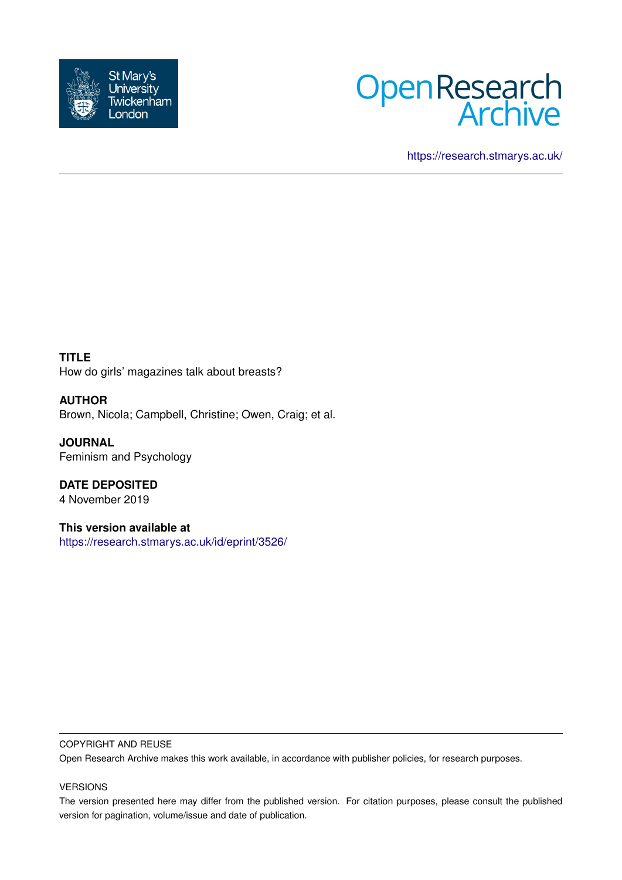St Mary's University Twickenham London

Open Research Archive

https://research.stmarys.ac.uk/

**TITLE**

How do girls' magazines talk about breasts?

**AUTHOR**

Brown, Nicola; Campbell, Christine; Owen, Craig; et al.

**JOURNAL**

Feminism and Psychology

**DATE DEPOSITED**

4 November 2019

**This version available at**

https://research.stmarys.ac.uk/id/eprint/3526/

COPYRIGHT AND REUSE

Open Research Archive makes this work available, in accordance with publisher policies, for research purposes.

VERSIONS

The version presented here may differ from the published version. For citation purposes, please consult the published version for pagination, volume/issue and date of publication.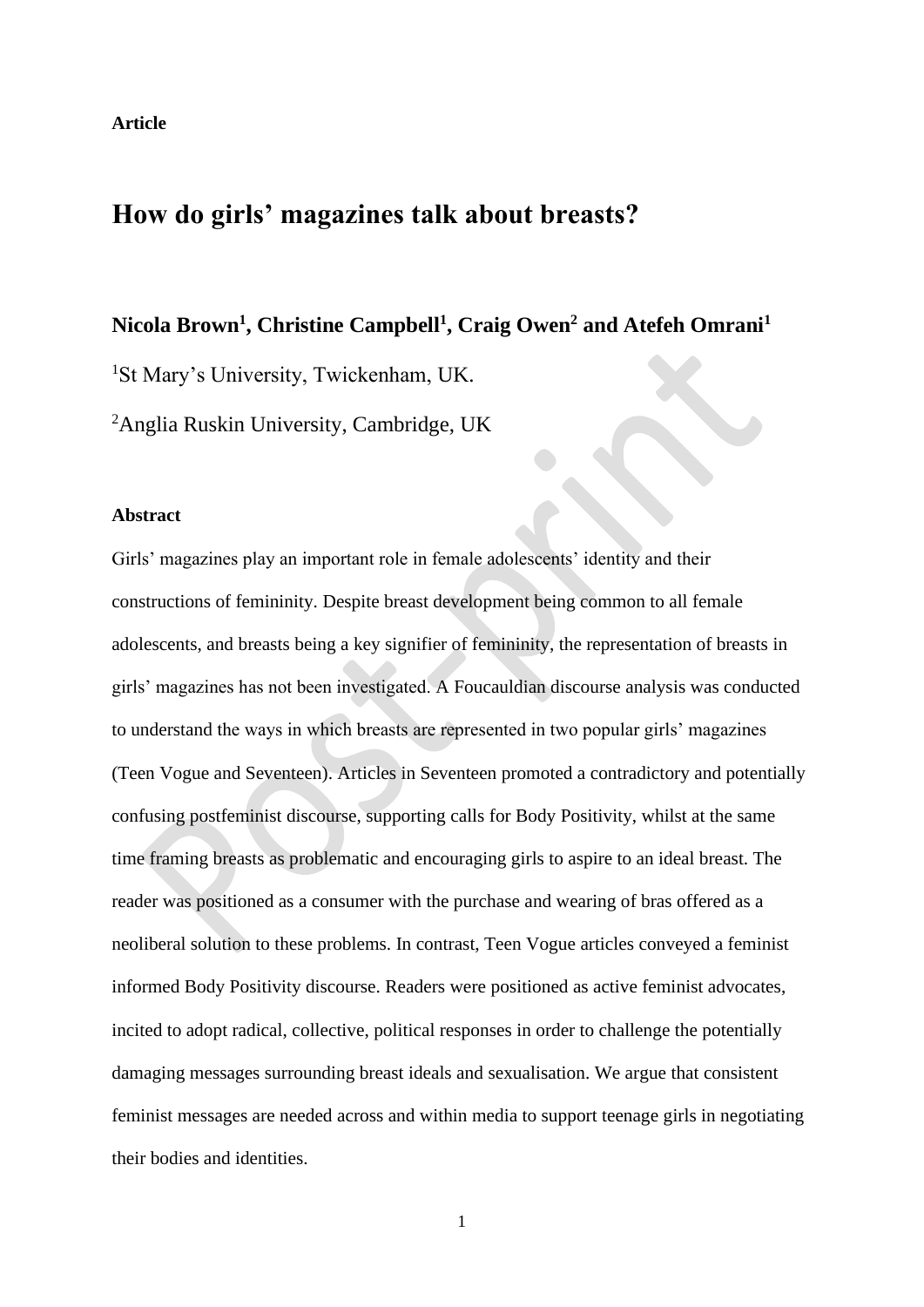**Article**

# How do girls' magazines talk about breasts?

**Nicola Brown[1], Christine Campbell[1], Craig Owen[2] and Atefeh Omrani[1]**

[1]St Mary's University, Twickenham, UK.

[2]Anglia Ruskin University, Cambridge, UK

**Abstract**

Girls' magazines play an important role in female adolescents' identity and their constructions of femininity. Despite breast development being common to all female adolescents, and breasts being a key signifier of femininity, the representation of breasts in girls' magazines has not been investigated. A Foucauldian discourse analysis was conducted to understand the ways in which breasts are represented in two popular girls' magazines (Teen Vogue and Seventeen). Articles in Seventeen promoted a contradictory and potentially confusing postfeminist discourse, supporting calls for Body Positivity, whilst at the same time framing breasts as problematic and encouraging girls to aspire to an ideal breast. The reader was positioned as a consumer with the purchase and wearing of bras offered as a neoliberal solution to these problems. In contrast, Teen Vogue articles conveyed a feminist informed Body Positivity discourse. Readers were positioned as active feminist advocates, incited to adopt radical, collective, political responses in order to challenge the potentially damaging messages surrounding breast ideals and sexualisation. We argue that consistent feminist messages are needed across and within media to support teenage girls in negotiating their bodies and identities.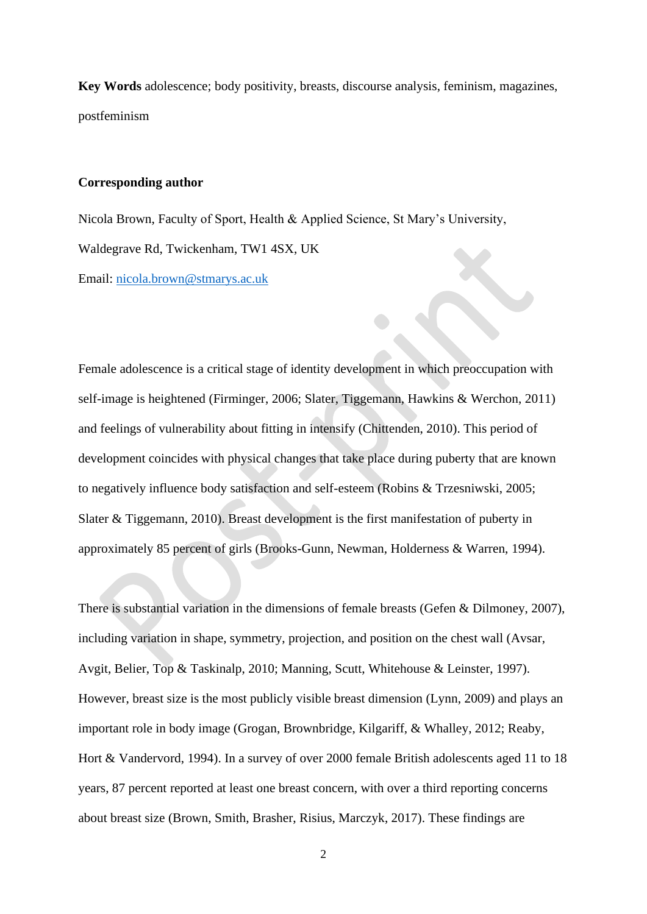**Key Words** adolescence; body positivity, breasts, discourse analysis, feminism, magazines, postfeminism

**Corresponding author**

Nicola Brown, Faculty of Sport, Health & Applied Science, St Mary's University, Waldegrave Rd, Twickenham, TW1 4SX, UK

Email: nicola.brown@stmarys.ac.uk

Female adolescence is a critical stage of identity development in which preoccupation with self-image is heightened (Firminger, 2006; Slater, Tiggemann, Hawkins & Werchon, 2011) and feelings of vulnerability about fitting in intensify (Chittenden, 2010). This period of development coincides with physical changes that take place during puberty that are known to negatively influence body satisfaction and self-esteem (Robins & Trzesniwski, 2005; Slater & Tiggemann, 2010). Breast development is the first manifestation of puberty in approximately 85 percent of girls (Brooks-Gunn, Newman, Holderness & Warren, 1994).

There is substantial variation in the dimensions of female breasts (Gefen & Dilmoney, 2007), including variation in shape, symmetry, projection, and position on the chest wall (Avsar, Avgit, Belier, Top & Taskinalp, 2010; Manning, Scutt, Whitehouse & Leinster, 1997). However, breast size is the most publicly visible breast dimension (Lynn, 2009) and plays an important role in body image (Grogan, Brownbridge, Kilgariff, & Whalley, 2012; Reaby, Hort & Vandervord, 1994). In a survey of over 2000 female British adolescents aged 11 to 18 years, 87 percent reported at least one breast concern, with over a third reporting concerns about breast size (Brown, Smith, Brasher, Risius, Marczyk, 2017). These findings are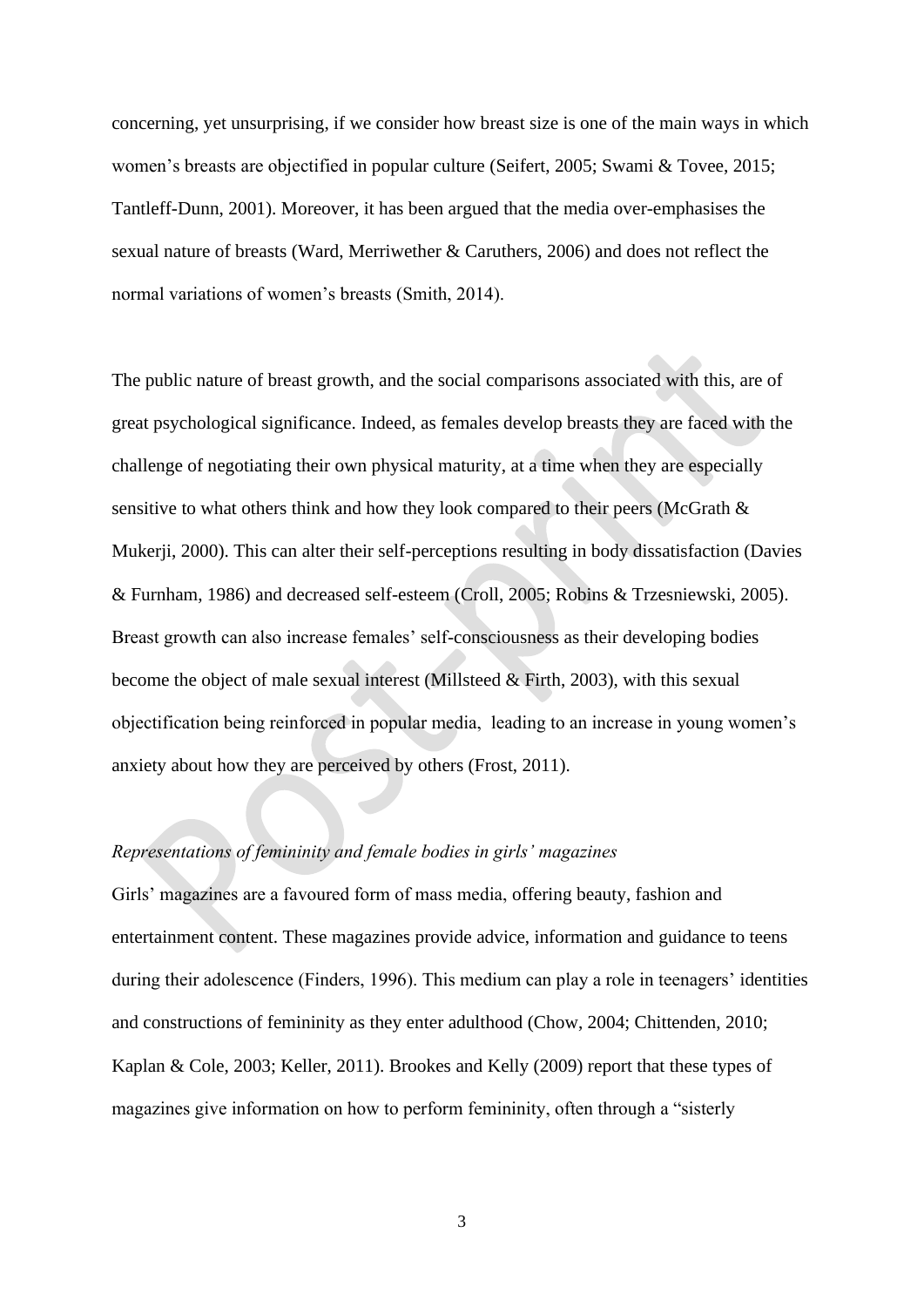concerning, yet unsurprising, if we consider how breast size is one of the main ways in which women's breasts are objectified in popular culture (Seifert, 2005; Swami & Tovee, 2015; Tantleff-Dunn, 2001). Moreover, it has been argued that the media over-emphasises the sexual nature of breasts (Ward, Merriwether & Caruthers, 2006) and does not reflect the normal variations of women's breasts (Smith, 2014).

The public nature of breast growth, and the social comparisons associated with this, are of great psychological significance. Indeed, as females develop breasts they are faced with the challenge of negotiating their own physical maturity, at a time when they are especially sensitive to what others think and how they look compared to their peers (McGrath & Mukerji, 2000). This can alter their self-perceptions resulting in body dissatisfaction (Davies & Furnham, 1986) and decreased self-esteem (Croll, 2005; Robins & Trzesniewski, 2005). Breast growth can also increase females' self-consciousness as their developing bodies become the object of male sexual interest (Millsteed & Firth, 2003), with this sexual objectification being reinforced in popular media, leading to an increase in young women's anxiety about how they are perceived by others (Frost, 2011).

*Representations of femininity and female bodies in girls' magazines*

Girls' magazines are a favoured form of mass media, offering beauty, fashion and entertainment content. These magazines provide advice, information and guidance to teens during their adolescence (Finders, 1996). This medium can play a role in teenagers' identities and constructions of femininity as they enter adulthood (Chow, 2004; Chittenden, 2010; Kaplan & Cole, 2003; Keller, 2011). Brookes and Kelly (2009) report that these types of magazines give information on how to perform femininity, often through a "sisterly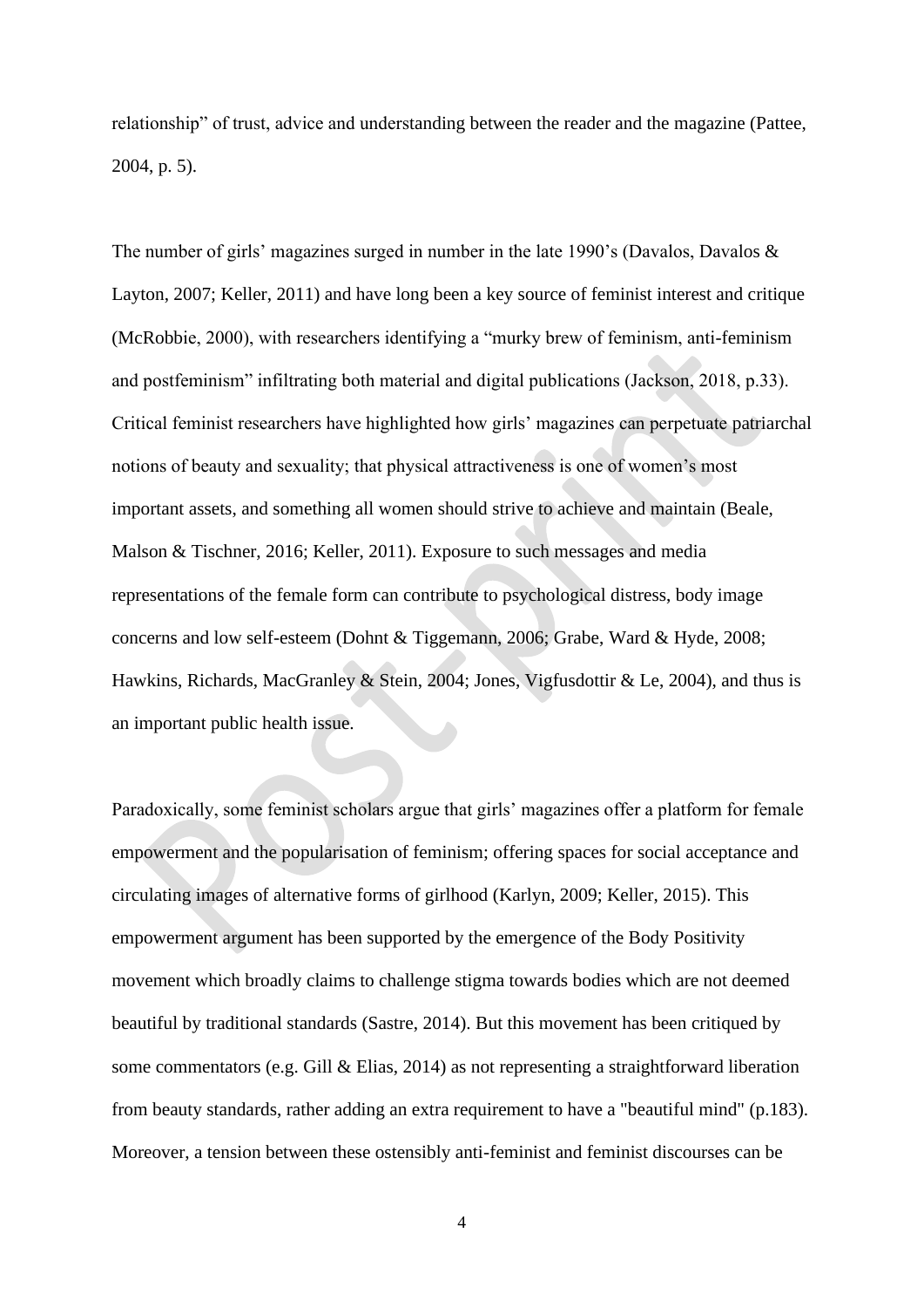relationship" of trust, advice and understanding between the reader and the magazine (Pattee, 2004, p. 5).

The number of girls' magazines surged in number in the late 1990's (Davalos, Davalos & Layton, 2007; Keller, 2011) and have long been a key source of feminist interest and critique (McRobbie, 2000), with researchers identifying a "murky brew of feminism, anti-feminism and postfeminism" infiltrating both material and digital publications (Jackson, 2018, p.33). Critical feminist researchers have highlighted how girls' magazines can perpetuate patriarchal notions of beauty and sexuality; that physical attractiveness is one of women's most important assets, and something all women should strive to achieve and maintain (Beale, Malson & Tischner, 2016; Keller, 2011). Exposure to such messages and media representations of the female form can contribute to psychological distress, body image concerns and low self-esteem (Dohnt & Tiggemann, 2006; Grabe, Ward & Hyde, 2008; Hawkins, Richards, MacGranley & Stein, 2004; Jones, Vigfusdottir & Le, 2004), and thus is an important public health issue.

Paradoxically, some feminist scholars argue that girls' magazines offer a platform for female empowerment and the popularisation of feminism; offering spaces for social acceptance and circulating images of alternative forms of girlhood (Karlyn, 2009; Keller, 2015). This empowerment argument has been supported by the emergence of the Body Positivity movement which broadly claims to challenge stigma towards bodies which are not deemed beautiful by traditional standards (Sastre, 2014). But this movement has been critiqued by some commentators (e.g. Gill & Elias, 2014) as not representing a straightforward liberation from beauty standards, rather adding an extra requirement to have a "beautiful mind" (p.183). Moreover, a tension between these ostensibly anti-feminist and feminist discourses can be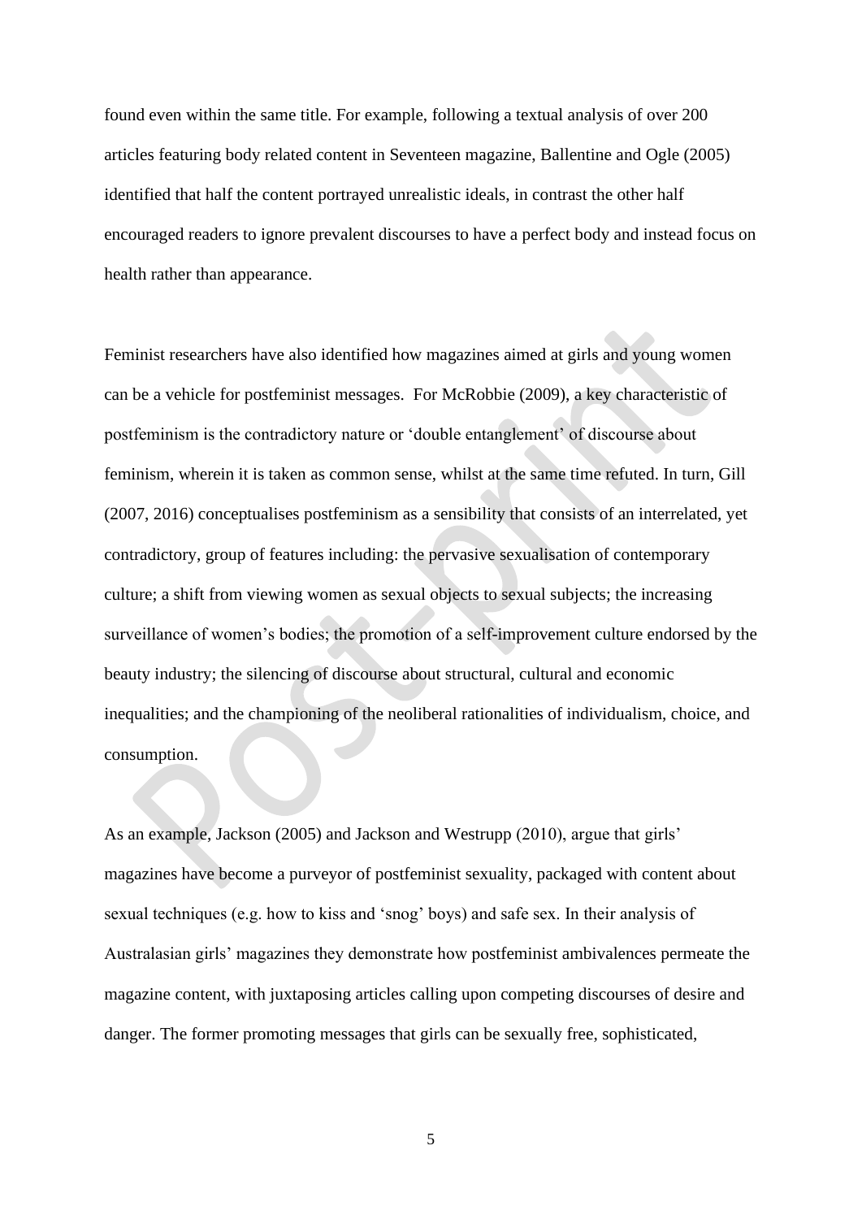found even within the same title. For example, following a textual analysis of over 200 articles featuring body related content in Seventeen magazine, Ballentine and Ogle (2005) identified that half the content portrayed unrealistic ideals, in contrast the other half encouraged readers to ignore prevalent discourses to have a perfect body and instead focus on health rather than appearance.

Feminist researchers have also identified how magazines aimed at girls and young women can be a vehicle for postfeminist messages. For McRobbie (2009), a key characteristic of postfeminism is the contradictory nature or 'double entanglement' of discourse about feminism, wherein it is taken as common sense, whilst at the same time refuted. In turn, Gill (2007, 2016) conceptualises postfeminism as a sensibility that consists of an interrelated, yet contradictory, group of features including: the pervasive sexualisation of contemporary culture; a shift from viewing women as sexual objects to sexual subjects; the increasing surveillance of women's bodies; the promotion of a self-improvement culture endorsed by the beauty industry; the silencing of discourse about structural, cultural and economic inequalities; and the championing of the neoliberal rationalities of individualism, choice, and consumption.

As an example, Jackson (2005) and Jackson and Westrupp (2010), argue that girls' magazines have become a purveyor of postfeminist sexuality, packaged with content about sexual techniques (e.g. how to kiss and 'snog' boys) and safe sex. In their analysis of Australasian girls' magazines they demonstrate how postfeminist ambivalences permeate the magazine content, with juxtaposing articles calling upon competing discourses of desire and danger. The former promoting messages that girls can be sexually free, sophisticated,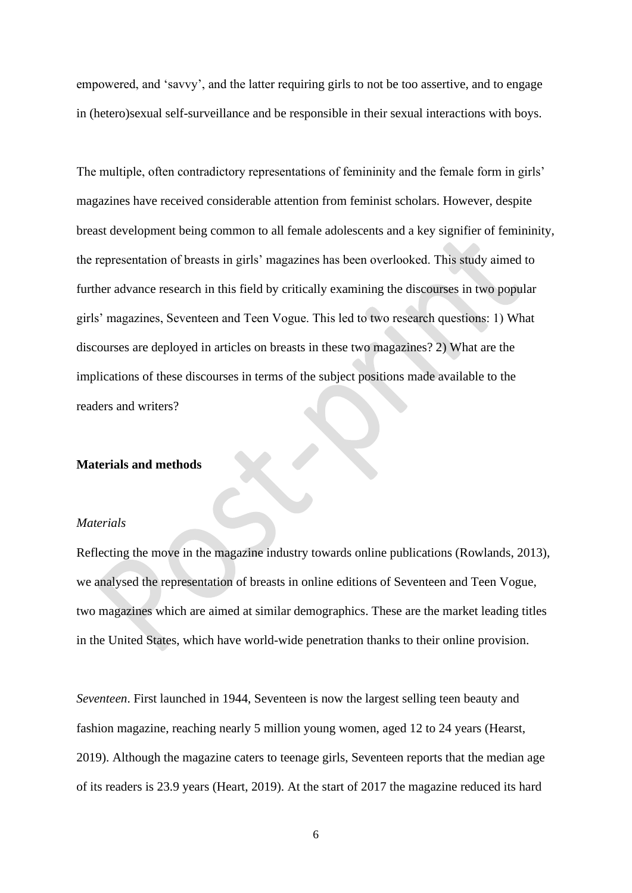empowered, and 'savvy', and the latter requiring girls to not be too assertive, and to engage in (hetero)sexual self-surveillance and be responsible in their sexual interactions with boys.

The multiple, often contradictory representations of femininity and the female form in girls' magazines have received considerable attention from feminist scholars. However, despite breast development being common to all female adolescents and a key signifier of femininity, the representation of breasts in girls' magazines has been overlooked. This study aimed to further advance research in this field by critically examining the discourses in two popular girls' magazines, Seventeen and Teen Vogue. This led to two research questions: 1) What discourses are deployed in articles on breasts in these two magazines? 2) What are the implications of these discourses in terms of the subject positions made available to the readers and writers?

## Materials and methods

### *Materials*

Reflecting the move in the magazine industry towards online publications (Rowlands, 2013), we analysed the representation of breasts in online editions of Seventeen and Teen Vogue, two magazines which are aimed at similar demographics. These are the market leading titles in the United States, which have world-wide penetration thanks to their online provision.

*Seventeen*. First launched in 1944, Seventeen is now the largest selling teen beauty and fashion magazine, reaching nearly 5 million young women, aged 12 to 24 years (Hearst, 2019). Although the magazine caters to teenage girls, Seventeen reports that the median age of its readers is 23.9 years (Heart, 2019). At the start of 2017 the magazine reduced its hard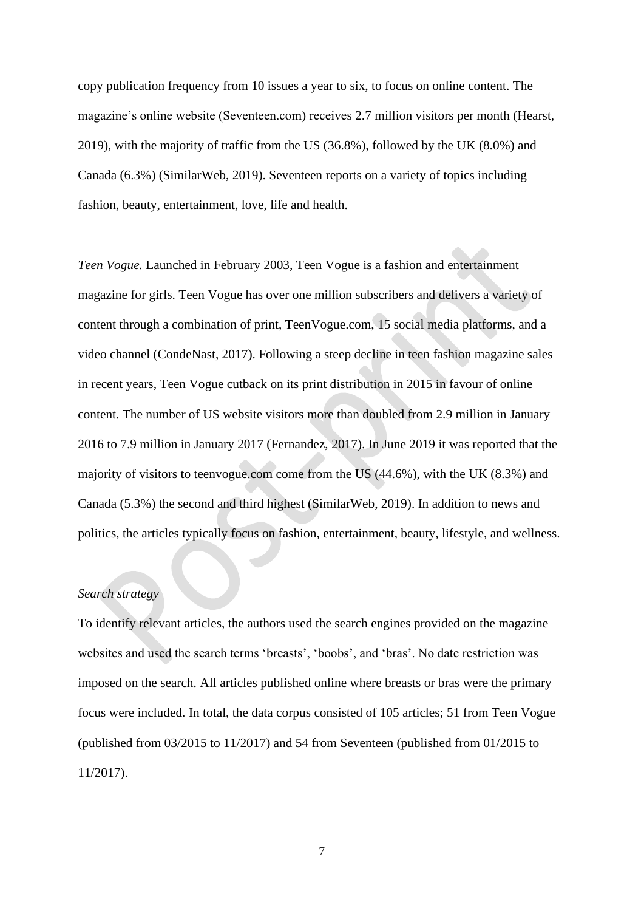copy publication frequency from 10 issues a year to six, to focus on online content. The magazine's online website (Seventeen.com) receives 2.7 million visitors per month (Hearst, 2019), with the majority of traffic from the US (36.8%), followed by the UK (8.0%) and Canada (6.3%) (SimilarWeb, 2019). Seventeen reports on a variety of topics including fashion, beauty, entertainment, love, life and health.

*Teen Vogue.* Launched in February 2003, Teen Vogue is a fashion and entertainment magazine for girls. Teen Vogue has over one million subscribers and delivers a variety of content through a combination of print, TeenVogue.com, 15 social media platforms, and a video channel (CondeNast, 2017). Following a steep decline in teen fashion magazine sales in recent years, Teen Vogue cutback on its print distribution in 2015 in favour of online content. The number of US website visitors more than doubled from 2.9 million in January 2016 to 7.9 million in January 2017 (Fernandez, 2017). In June 2019 it was reported that the majority of visitors to teenvogue.com come from the US (44.6%), with the UK (8.3%) and Canada (5.3%) the second and third highest (SimilarWeb, 2019). In addition to news and politics, the articles typically focus on fashion, entertainment, beauty, lifestyle, and wellness.

*Search strategy*

To identify relevant articles, the authors used the search engines provided on the magazine websites and used the search terms 'breasts', 'boobs', and 'bras'. No date restriction was imposed on the search. All articles published online where breasts or bras were the primary focus were included. In total, the data corpus consisted of 105 articles; 51 from Teen Vogue (published from 03/2015 to 11/2017) and 54 from Seventeen (published from 01/2015 to 11/2017).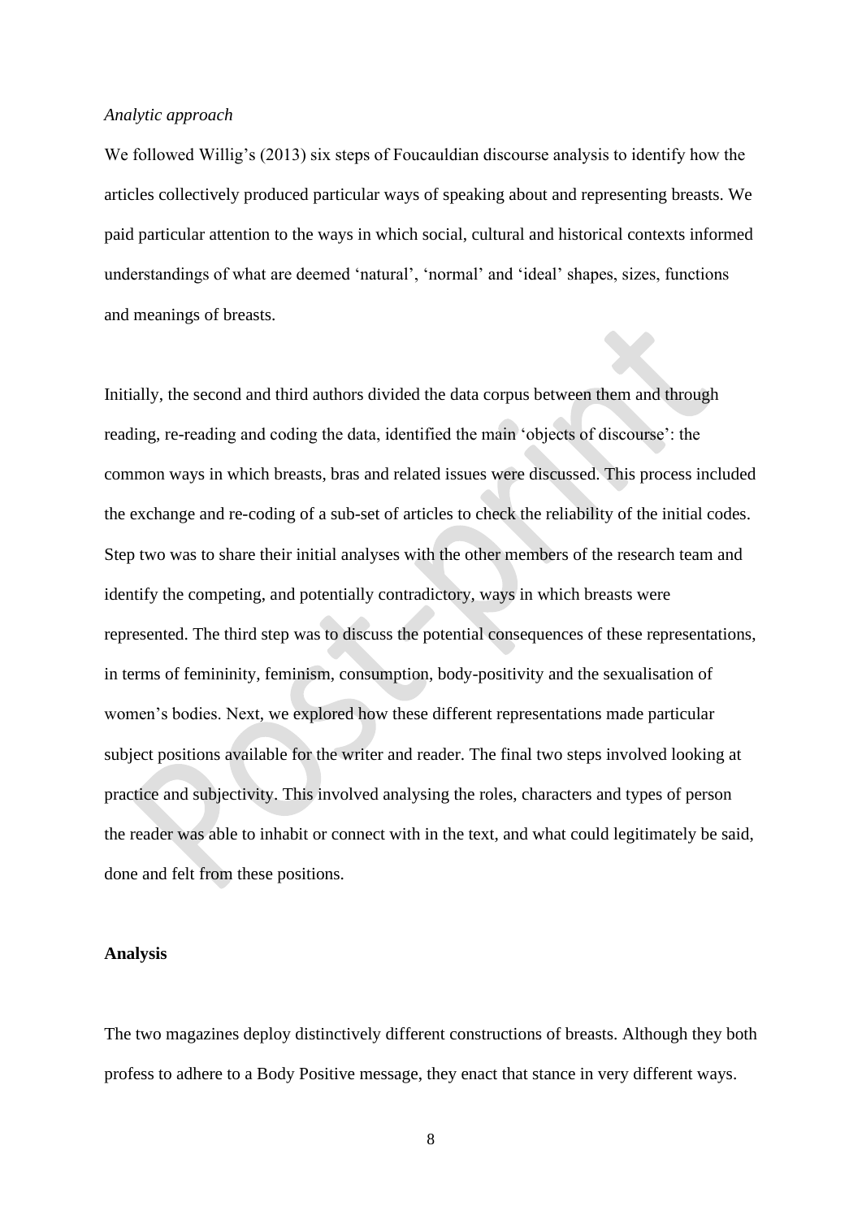*Analytic approach*

We followed Willig's (2013) six steps of Foucauldian discourse analysis to identify how the articles collectively produced particular ways of speaking about and representing breasts. We paid particular attention to the ways in which social, cultural and historical contexts informed understandings of what are deemed 'natural', 'normal' and 'ideal' shapes, sizes, functions and meanings of breasts.

Initially, the second and third authors divided the data corpus between them and through reading, re-reading and coding the data, identified the main 'objects of discourse': the common ways in which breasts, bras and related issues were discussed. This process included the exchange and re-coding of a sub-set of articles to check the reliability of the initial codes. Step two was to share their initial analyses with the other members of the research team and identify the competing, and potentially contradictory, ways in which breasts were represented. The third step was to discuss the potential consequences of these representations, in terms of femininity, feminism, consumption, body-positivity and the sexualisation of women's bodies. Next, we explored how these different representations made particular subject positions available for the writer and reader. The final two steps involved looking at practice and subjectivity. This involved analysing the roles, characters and types of person the reader was able to inhabit or connect with in the text, and what could legitimately be said, done and felt from these positions.

**Analysis**

The two magazines deploy distinctively different constructions of breasts. Although they both profess to adhere to a Body Positive message, they enact that stance in very different ways.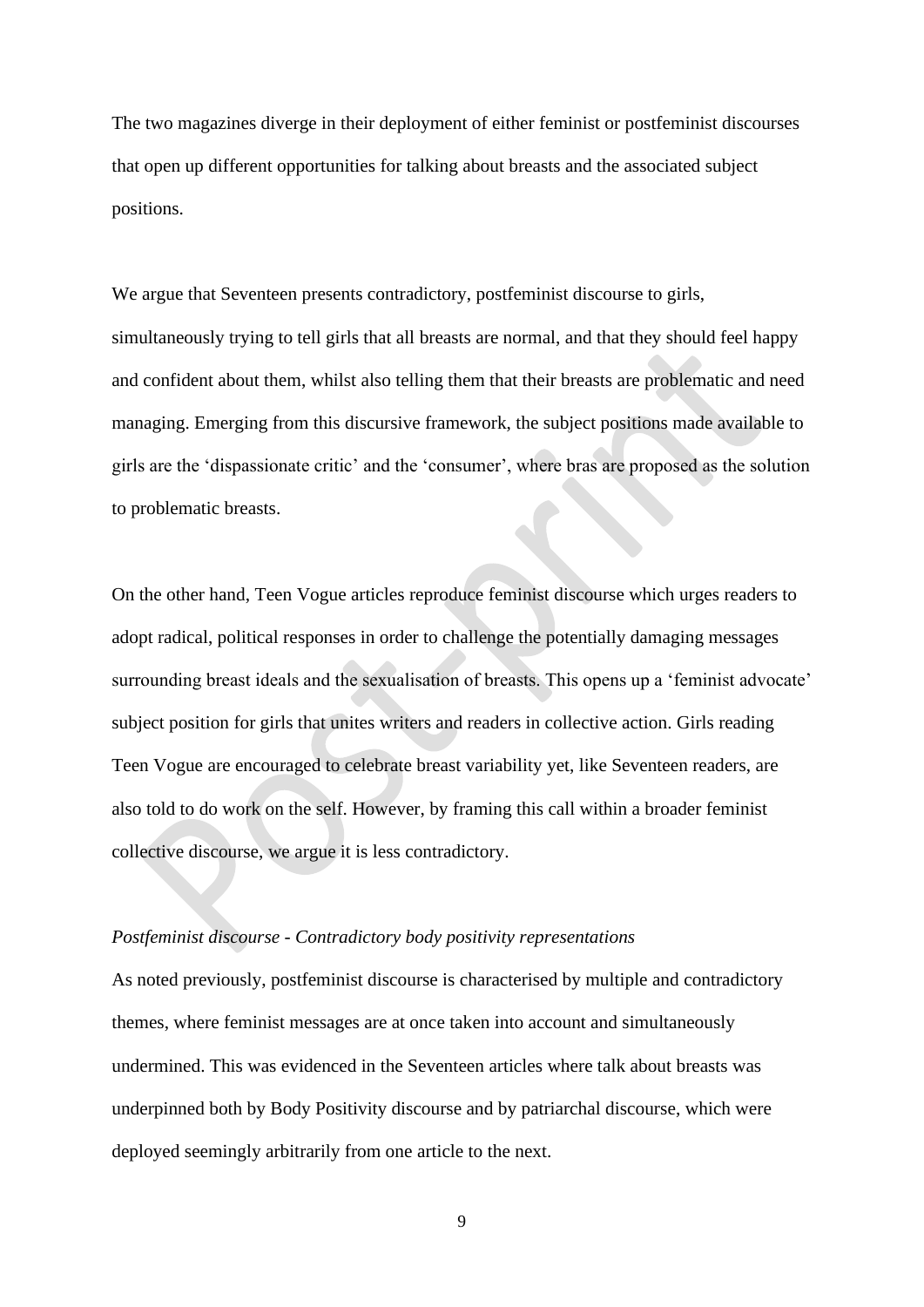The two magazines diverge in their deployment of either feminist or postfeminist discourses that open up different opportunities for talking about breasts and the associated subject positions.

We argue that Seventeen presents contradictory, postfeminist discourse to girls, simultaneously trying to tell girls that all breasts are normal, and that they should feel happy and confident about them, whilst also telling them that their breasts are problematic and need managing. Emerging from this discursive framework, the subject positions made available to girls are the 'dispassionate critic' and the 'consumer', where bras are proposed as the solution to problematic breasts.

On the other hand, Teen Vogue articles reproduce feminist discourse which urges readers to adopt radical, political responses in order to challenge the potentially damaging messages surrounding breast ideals and the sexualisation of breasts. This opens up a 'feminist advocate' subject position for girls that unites writers and readers in collective action. Girls reading Teen Vogue are encouraged to celebrate breast variability yet, like Seventeen readers, are also told to do work on the self. However, by framing this call within a broader feminist collective discourse, we argue it is less contradictory.

*Postfeminist discourse - Contradictory body positivity representations*

As noted previously, postfeminist discourse is characterised by multiple and contradictory themes, where feminist messages are at once taken into account and simultaneously undermined. This was evidenced in the Seventeen articles where talk about breasts was underpinned both by Body Positivity discourse and by patriarchal discourse, which were deployed seemingly arbitrarily from one article to the next.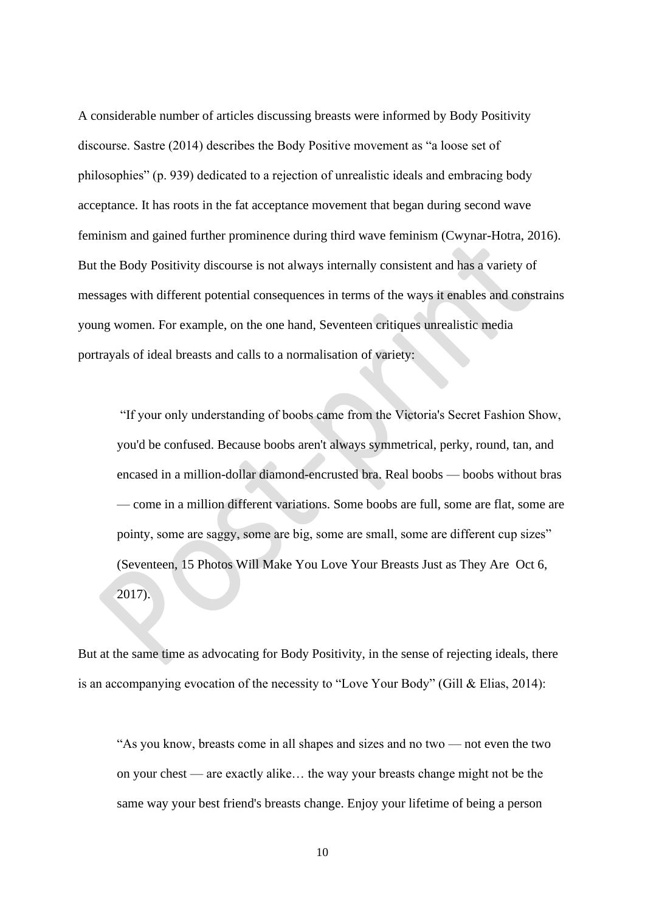A considerable number of articles discussing breasts were informed by Body Positivity discourse. Sastre (2014) describes the Body Positive movement as "a loose set of philosophies" (p. 939) dedicated to a rejection of unrealistic ideals and embracing body acceptance. It has roots in the fat acceptance movement that began during second wave feminism and gained further prominence during third wave feminism (Cwynar-Hotra, 2016). But the Body Positivity discourse is not always internally consistent and has a variety of messages with different potential consequences in terms of the ways it enables and constrains young women. For example, on the one hand, Seventeen critiques unrealistic media portrayals of ideal breasts and calls to a normalisation of variety:

> "If your only understanding of boobs came from the Victoria's Secret Fashion Show, you'd be confused. Because boobs aren't always symmetrical, perky, round, tan, and encased in a million-dollar diamond-encrusted bra. Real boobs — boobs without bras — come in a million different variations. Some boobs are full, some are flat, some are pointy, some are saggy, some are big, some are small, some are different cup sizes" (Seventeen, 15 Photos Will Make You Love Your Breasts Just as They Are Oct 6, 2017).

But at the same time as advocating for Body Positivity, in the sense of rejecting ideals, there is an accompanying evocation of the necessity to "Love Your Body" (Gill & Elias, 2014):

> "As you know, breasts come in all shapes and sizes and no two — not even the two on your chest — are exactly alike… the way your breasts change might not be the same way your best friend's breasts change. Enjoy your lifetime of being a person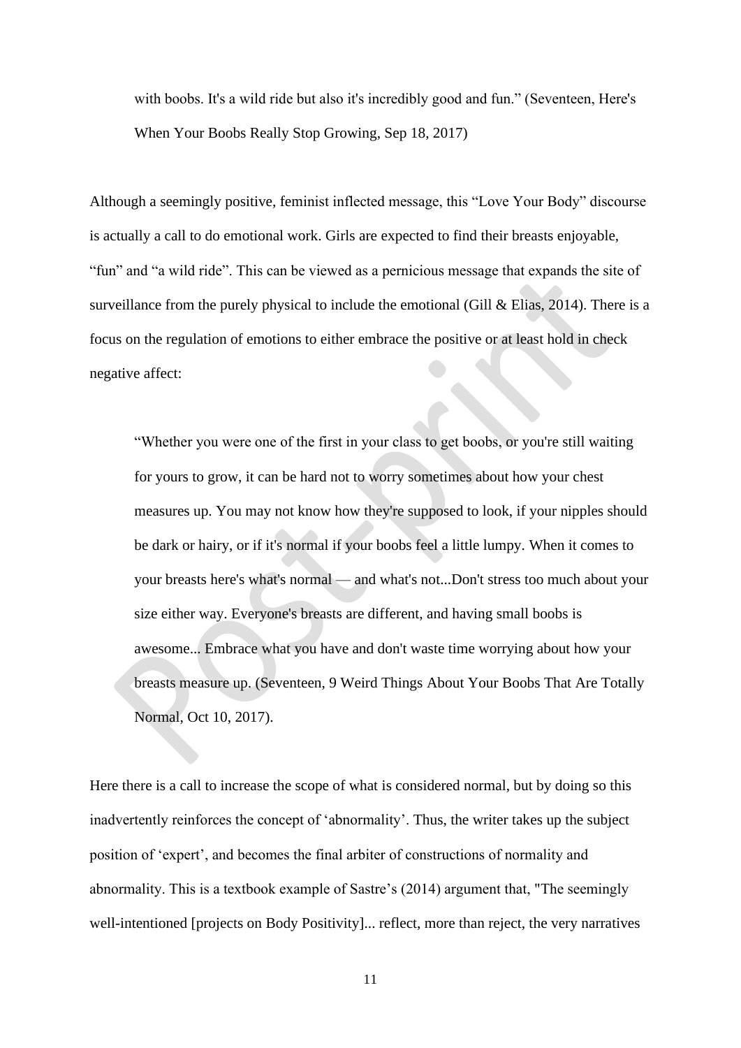> with boobs. It's a wild ride but also it's incredibly good and fun." (Seventeen, Here's When Your Boobs Really Stop Growing, Sep 18, 2017)

Although a seemingly positive, feminist inflected message, this "Love Your Body" discourse is actually a call to do emotional work. Girls are expected to find their breasts enjoyable, "fun" and "a wild ride". This can be viewed as a pernicious message that expands the site of surveillance from the purely physical to include the emotional (Gill & Elias, 2014). There is a focus on the regulation of emotions to either embrace the positive or at least hold in check negative affect:

> "Whether you were one of the first in your class to get boobs, or you're still waiting for yours to grow, it can be hard not to worry sometimes about how your chest measures up. You may not know how they're supposed to look, if your nipples should be dark or hairy, or if it's normal if your boobs feel a little lumpy. When it comes to your breasts here's what's normal — and what's not...Don't stress too much about your size either way. Everyone's breasts are different, and having small boobs is awesome... Embrace what you have and don't waste time worrying about how your breasts measure up. (Seventeen, 9 Weird Things About Your Boobs That Are Totally Normal, Oct 10, 2017).

Here there is a call to increase the scope of what is considered normal, but by doing so this inadvertently reinforces the concept of 'abnormality'. Thus, the writer takes up the subject position of 'expert', and becomes the final arbiter of constructions of normality and abnormality. This is a textbook example of Sastre's (2014) argument that, "The seemingly well-intentioned [projects on Body Positivity]... reflect, more than reject, the very narratives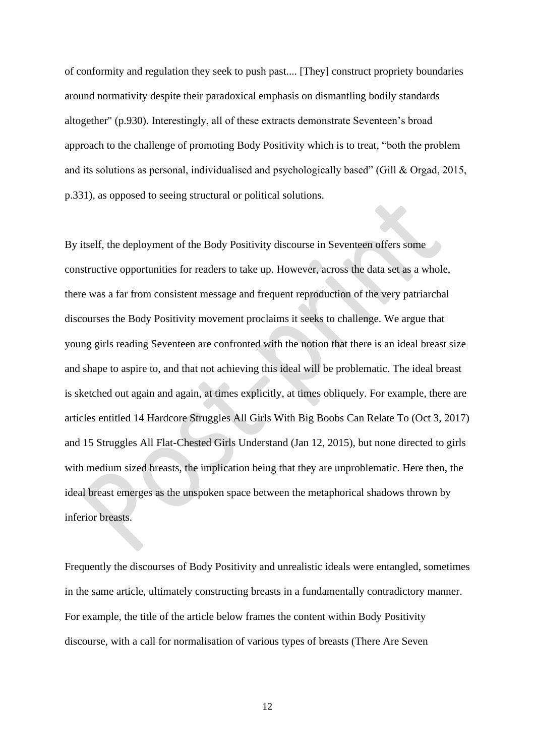of conformity and regulation they seek to push past.... [They] construct propriety boundaries around normativity despite their paradoxical emphasis on dismantling bodily standards altogether" (p.930). Interestingly, all of these extracts demonstrate Seventeen's broad approach to the challenge of promoting Body Positivity which is to treat, "both the problem and its solutions as personal, individualised and psychologically based" (Gill & Orgad, 2015, p.331), as opposed to seeing structural or political solutions.

By itself, the deployment of the Body Positivity discourse in Seventeen offers some constructive opportunities for readers to take up. However, across the data set as a whole, there was a far from consistent message and frequent reproduction of the very patriarchal discourses the Body Positivity movement proclaims it seeks to challenge. We argue that young girls reading Seventeen are confronted with the notion that there is an ideal breast size and shape to aspire to, and that not achieving this ideal will be problematic. The ideal breast is sketched out again and again, at times explicitly, at times obliquely. For example, there are articles entitled 14 Hardcore Struggles All Girls With Big Boobs Can Relate To (Oct 3, 2017) and 15 Struggles All Flat-Chested Girls Understand (Jan 12, 2015), but none directed to girls with medium sized breasts, the implication being that they are unproblematic. Here then, the ideal breast emerges as the unspoken space between the metaphorical shadows thrown by inferior breasts.

Frequently the discourses of Body Positivity and unrealistic ideals were entangled, sometimes in the same article, ultimately constructing breasts in a fundamentally contradictory manner. For example, the title of the article below frames the content within Body Positivity discourse, with a call for normalisation of various types of breasts (There Are Seven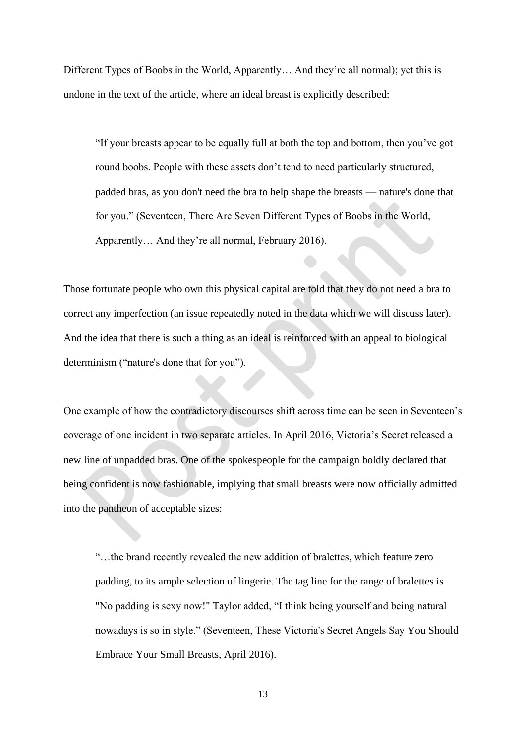Different Types of Boobs in the World, Apparently… And they're all normal); yet this is undone in the text of the article, where an ideal breast is explicitly described:

> "If your breasts appear to be equally full at both the top and bottom, then you've got round boobs. People with these assets don't tend to need particularly structured, padded bras, as you don't need the bra to help shape the breasts — nature's done that for you." (Seventeen, There Are Seven Different Types of Boobs in the World, Apparently… And they're all normal, February 2016).

Those fortunate people who own this physical capital are told that they do not need a bra to correct any imperfection (an issue repeatedly noted in the data which we will discuss later). And the idea that there is such a thing as an ideal is reinforced with an appeal to biological determinism ("nature's done that for you").

One example of how the contradictory discourses shift across time can be seen in Seventeen's coverage of one incident in two separate articles. In April 2016, Victoria's Secret released a new line of unpadded bras. One of the spokespeople for the campaign boldly declared that being confident is now fashionable, implying that small breasts were now officially admitted into the pantheon of acceptable sizes:

> "…the brand recently revealed the new addition of bralettes, which feature zero padding, to its ample selection of lingerie. The tag line for the range of bralettes is "No padding is sexy now!" Taylor added, "I think being yourself and being natural nowadays is so in style." (Seventeen, These Victoria's Secret Angels Say You Should Embrace Your Small Breasts, April 2016).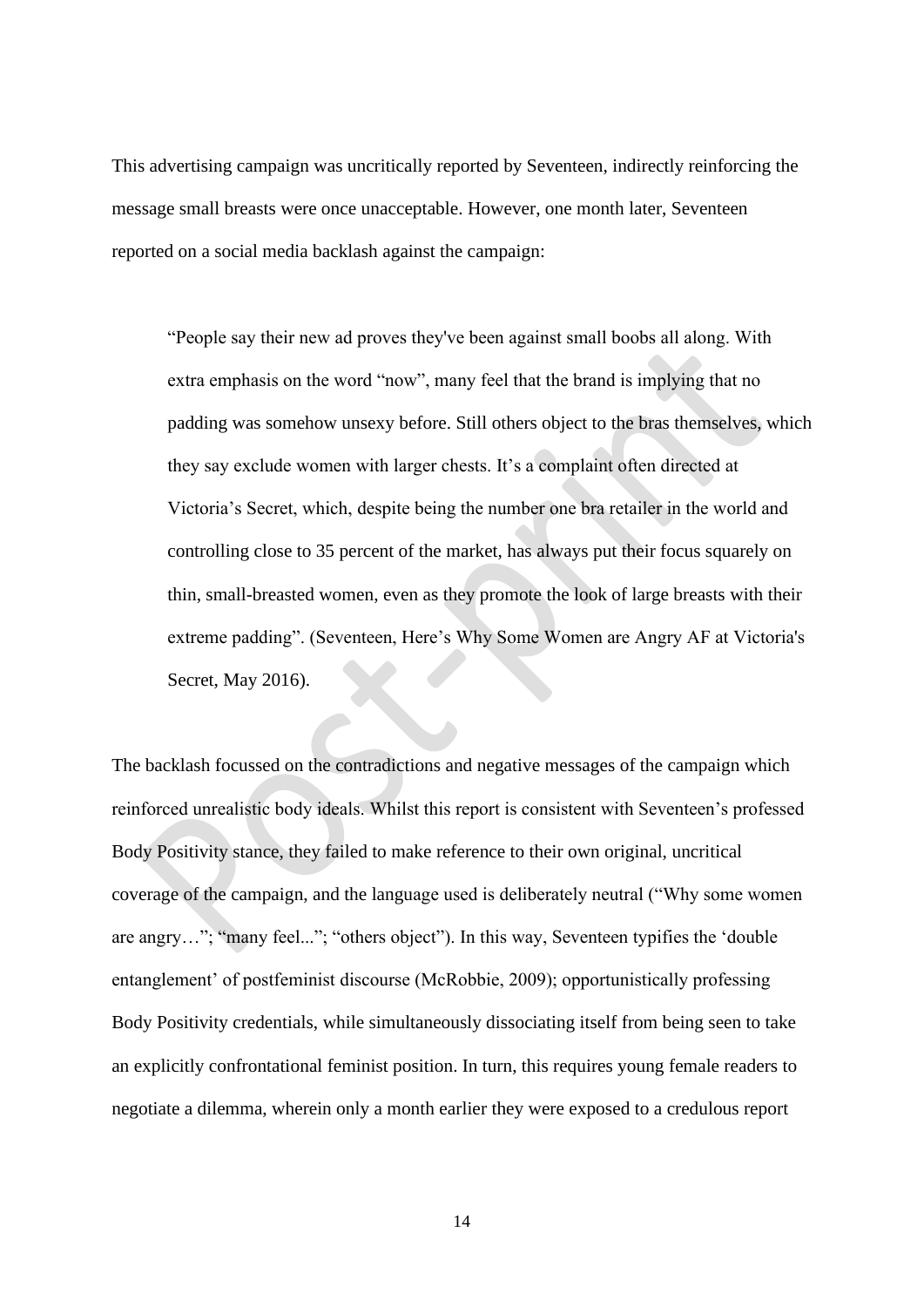This advertising campaign was uncritically reported by Seventeen, indirectly reinforcing the message small breasts were once unacceptable. However, one month later, Seventeen reported on a social media backlash against the campaign:

> "People say their new ad proves they've been against small boobs all along. With extra emphasis on the word "now", many feel that the brand is implying that no padding was somehow unsexy before. Still others object to the bras themselves, which they say exclude women with larger chests. It's a complaint often directed at Victoria's Secret, which, despite being the number one bra retailer in the world and controlling close to 35 percent of the market, has always put their focus squarely on thin, small-breasted women, even as they promote the look of large breasts with their extreme padding". (Seventeen, Here's Why Some Women are Angry AF at Victoria's Secret, May 2016).

The backlash focussed on the contradictions and negative messages of the campaign which reinforced unrealistic body ideals. Whilst this report is consistent with Seventeen's professed Body Positivity stance, they failed to make reference to their own original, uncritical coverage of the campaign, and the language used is deliberately neutral ("Why some women are angry…"; "many feel..."; "others object"). In this way, Seventeen typifies the 'double entanglement' of postfeminist discourse (McRobbie, 2009); opportunistically professing Body Positivity credentials, while simultaneously dissociating itself from being seen to take an explicitly confrontational feminist position. In turn, this requires young female readers to negotiate a dilemma, wherein only a month earlier they were exposed to a credulous report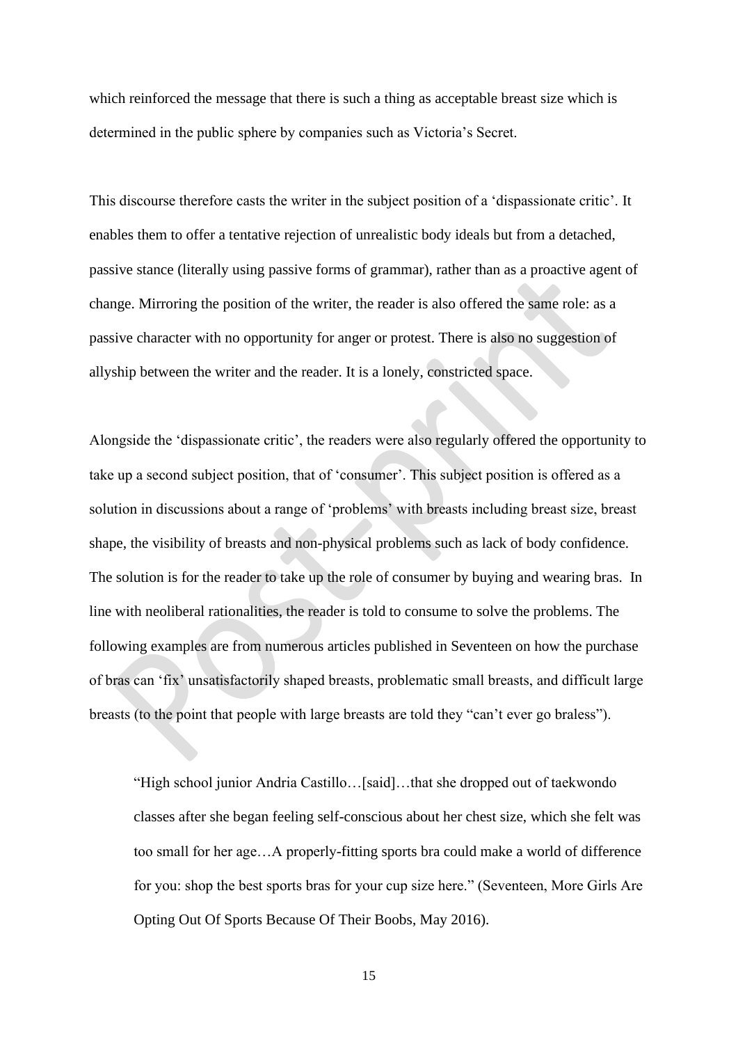which reinforced the message that there is such a thing as acceptable breast size which is determined in the public sphere by companies such as Victoria's Secret.

This discourse therefore casts the writer in the subject position of a 'dispassionate critic'. It enables them to offer a tentative rejection of unrealistic body ideals but from a detached, passive stance (literally using passive forms of grammar), rather than as a proactive agent of change. Mirroring the position of the writer, the reader is also offered the same role: as a passive character with no opportunity for anger or protest. There is also no suggestion of allyship between the writer and the reader. It is a lonely, constricted space.

Alongside the 'dispassionate critic', the readers were also regularly offered the opportunity to take up a second subject position, that of 'consumer'. This subject position is offered as a solution in discussions about a range of 'problems' with breasts including breast size, breast shape, the visibility of breasts and non-physical problems such as lack of body confidence. The solution is for the reader to take up the role of consumer by buying and wearing bras. In line with neoliberal rationalities, the reader is told to consume to solve the problems. The following examples are from numerous articles published in Seventeen on how the purchase of bras can 'fix' unsatisfactorily shaped breasts, problematic small breasts, and difficult large breasts (to the point that people with large breasts are told they "can't ever go braless").

> "High school junior Andria Castillo…[said]…that she dropped out of taekwondo classes after she began feeling self-conscious about her chest size, which she felt was too small for her age…A properly-fitting sports bra could make a world of difference for you: shop the best sports bras for your cup size here." (Seventeen, More Girls Are Opting Out Of Sports Because Of Their Boobs, May 2016).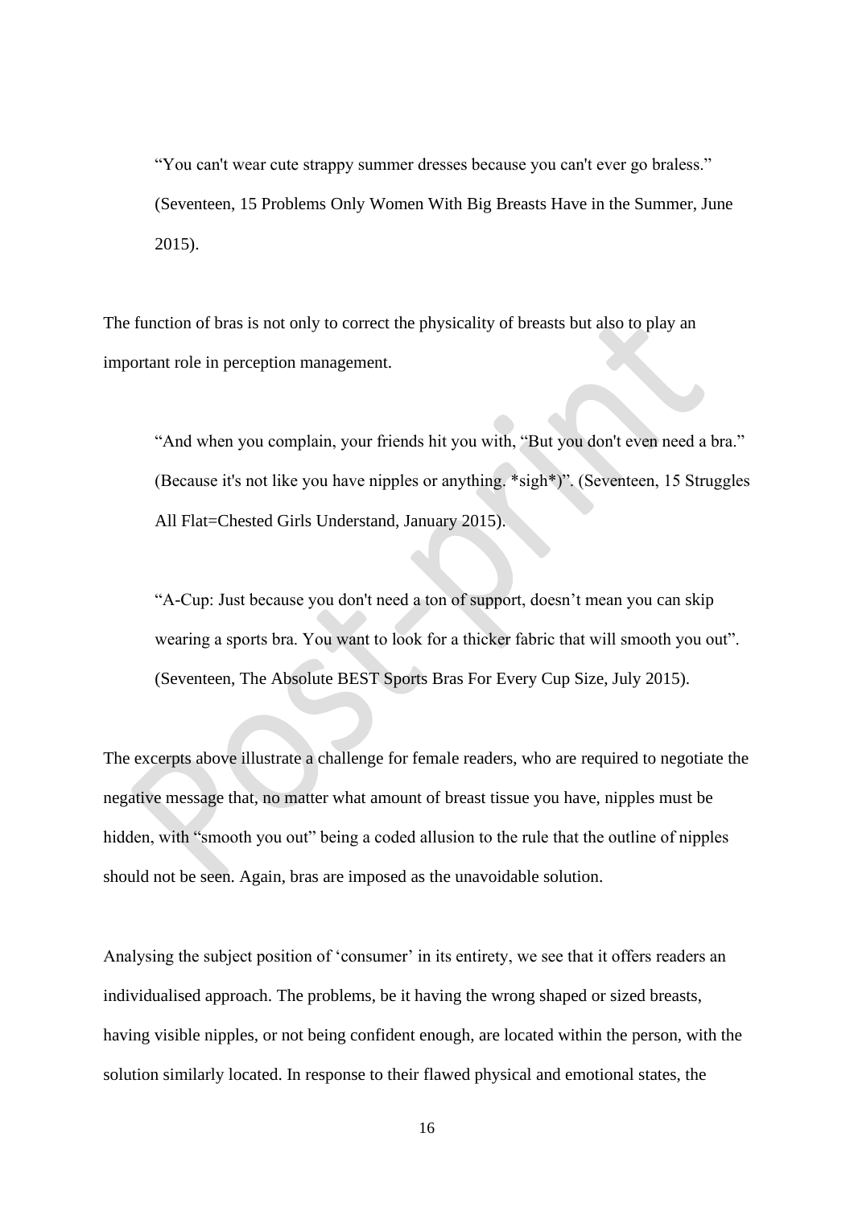> "You can't wear cute strappy summer dresses because you can't ever go braless." (Seventeen, 15 Problems Only Women With Big Breasts Have in the Summer, June 2015).

The function of bras is not only to correct the physicality of breasts but also to play an important role in perception management.

> "And when you complain, your friends hit you with, "But you don't even need a bra." (Because it's not like you have nipples or anything. *sigh*)". (Seventeen, 15 Struggles All Flat=Chested Girls Understand, January 2015).

> "A-Cup: Just because you don't need a ton of support, doesn't mean you can skip wearing a sports bra. You want to look for a thicker fabric that will smooth you out". (Seventeen, The Absolute BEST Sports Bras For Every Cup Size, July 2015).

The excerpts above illustrate a challenge for female readers, who are required to negotiate the negative message that, no matter what amount of breast tissue you have, nipples must be hidden, with "smooth you out" being a coded allusion to the rule that the outline of nipples should not be seen. Again, bras are imposed as the unavoidable solution.

Analysing the subject position of 'consumer' in its entirety, we see that it offers readers an individualised approach. The problems, be it having the wrong shaped or sized breasts, having visible nipples, or not being confident enough, are located within the person, with the solution similarly located. In response to their flawed physical and emotional states, the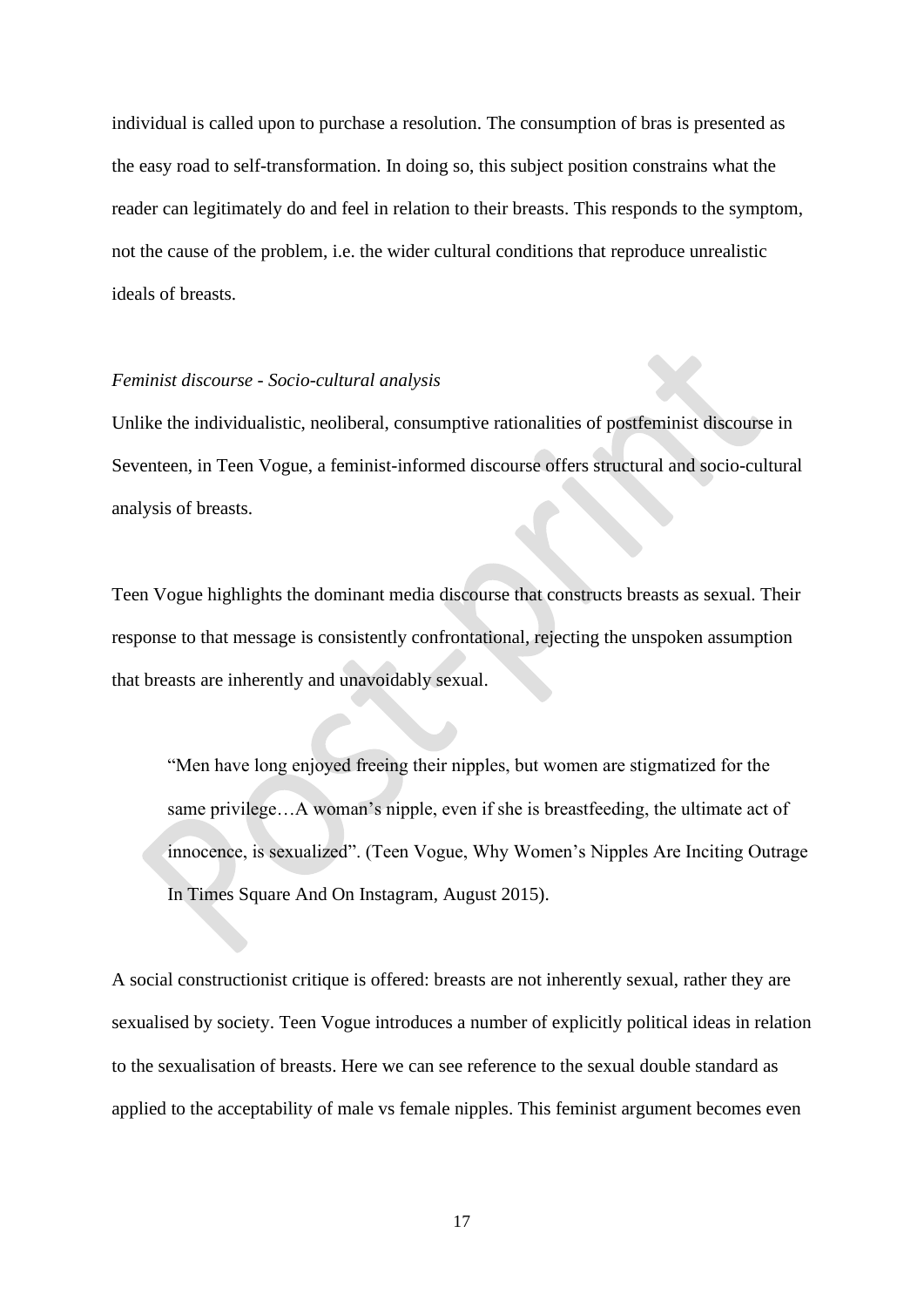individual is called upon to purchase a resolution. The consumption of bras is presented as the easy road to self-transformation. In doing so, this subject position constrains what the reader can legitimately do and feel in relation to their breasts. This responds to the symptom, not the cause of the problem, i.e. the wider cultural conditions that reproduce unrealistic ideals of breasts.

*Feminist discourse - Socio-cultural analysis*

Unlike the individualistic, neoliberal, consumptive rationalities of postfeminist discourse in Seventeen, in Teen Vogue, a feminist-informed discourse offers structural and socio-cultural analysis of breasts.

Teen Vogue highlights the dominant media discourse that constructs breasts as sexual. Their response to that message is consistently confrontational, rejecting the unspoken assumption that breasts are inherently and unavoidably sexual.

> "Men have long enjoyed freeing their nipples, but women are stigmatized for the same privilege…A woman's nipple, even if she is breastfeeding, the ultimate act of innocence, is sexualized". (Teen Vogue, Why Women's Nipples Are Inciting Outrage In Times Square And On Instagram, August 2015).

A social constructionist critique is offered: breasts are not inherently sexual, rather they are sexualised by society. Teen Vogue introduces a number of explicitly political ideas in relation to the sexualisation of breasts. Here we can see reference to the sexual double standard as applied to the acceptability of male vs female nipples. This feminist argument becomes even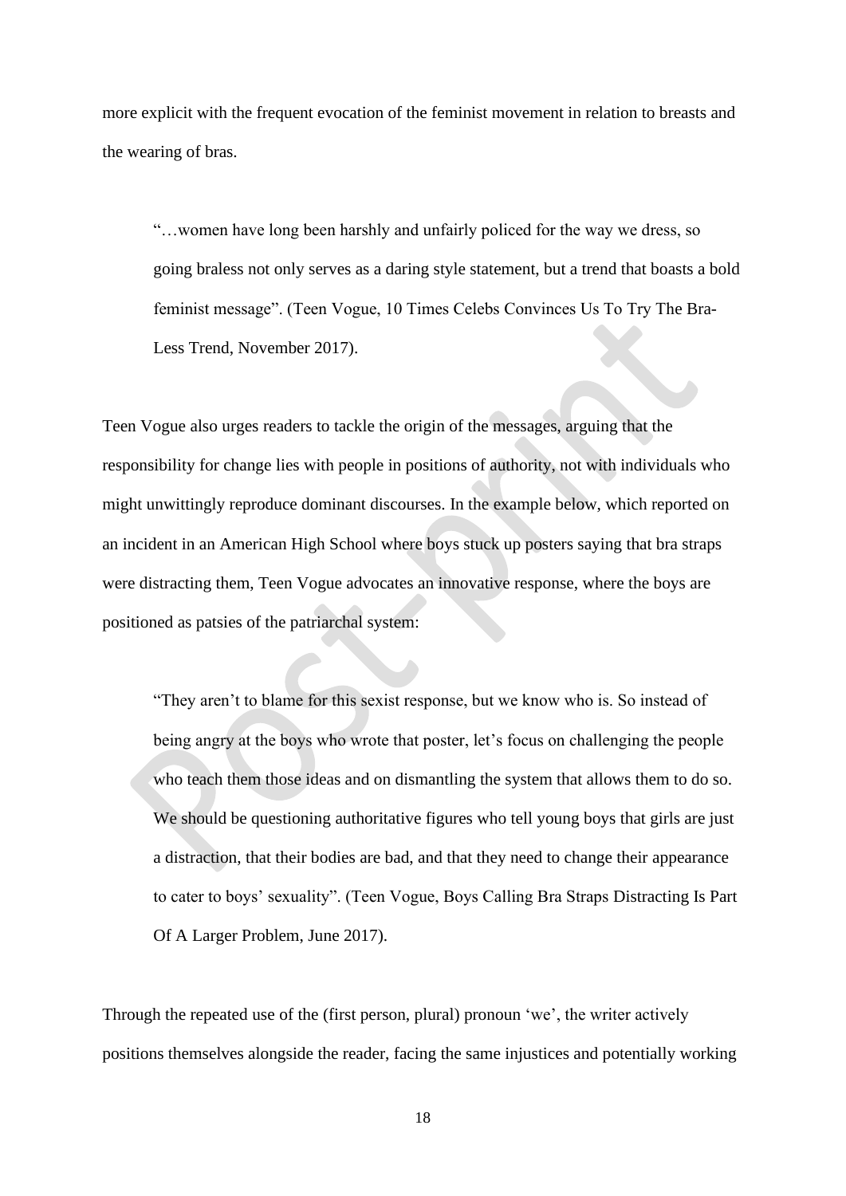more explicit with the frequent evocation of the feminist movement in relation to breasts and the wearing of bras.

> "…women have long been harshly and unfairly policed for the way we dress, so going braless not only serves as a daring style statement, but a trend that boasts a bold feminist message". (Teen Vogue, 10 Times Celebs Convinces Us To Try The Bra-Less Trend, November 2017).

Teen Vogue also urges readers to tackle the origin of the messages, arguing that the responsibility for change lies with people in positions of authority, not with individuals who might unwittingly reproduce dominant discourses. In the example below, which reported on an incident in an American High School where boys stuck up posters saying that bra straps were distracting them, Teen Vogue advocates an innovative response, where the boys are positioned as patsies of the patriarchal system:

> "They aren't to blame for this sexist response, but we know who is. So instead of being angry at the boys who wrote that poster, let's focus on challenging the people who teach them those ideas and on dismantling the system that allows them to do so. We should be questioning authoritative figures who tell young boys that girls are just a distraction, that their bodies are bad, and that they need to change their appearance to cater to boys' sexuality". (Teen Vogue, Boys Calling Bra Straps Distracting Is Part Of A Larger Problem, June 2017).

Through the repeated use of the (first person, plural) pronoun 'we', the writer actively positions themselves alongside the reader, facing the same injustices and potentially working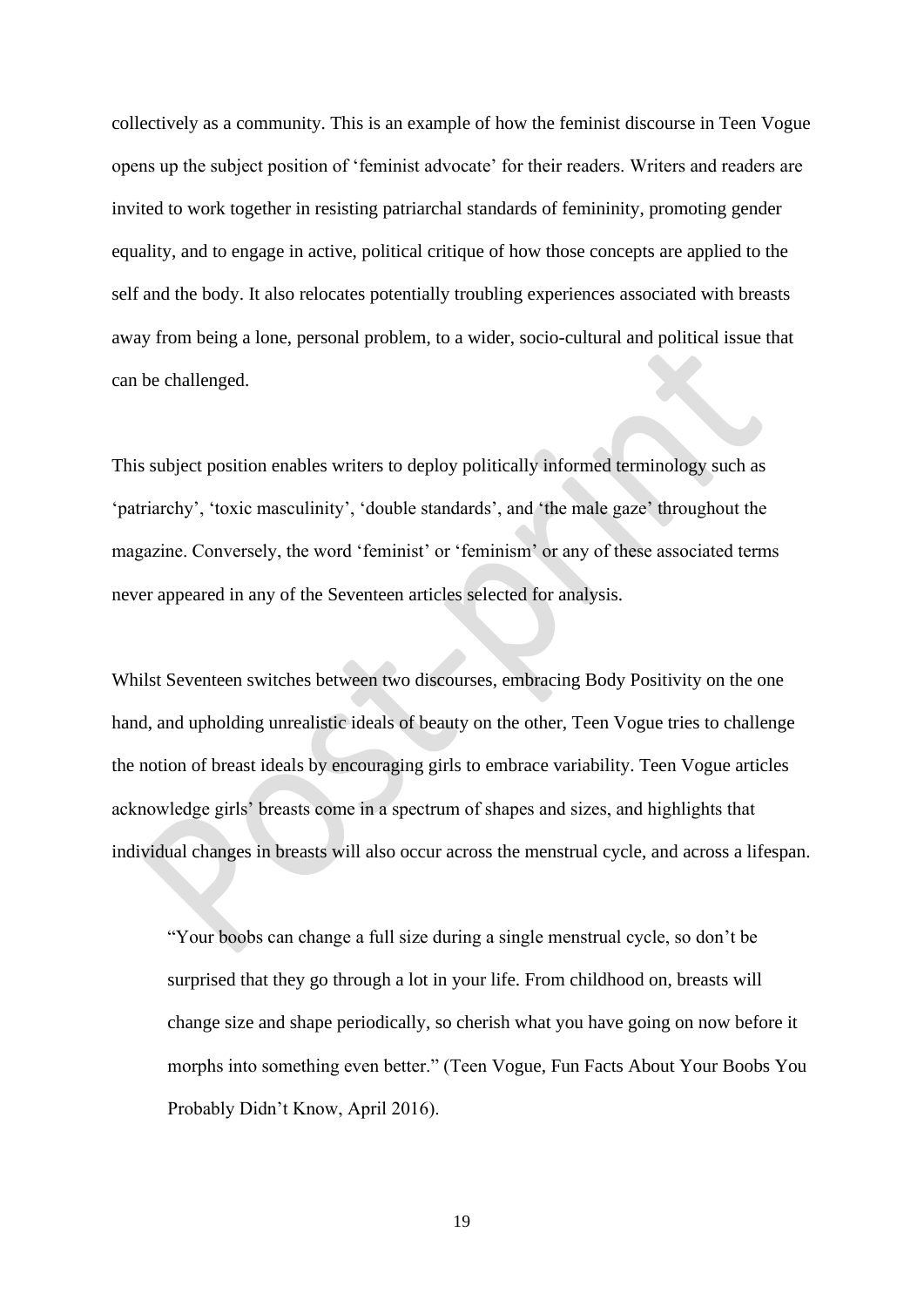collectively as a community. This is an example of how the feminist discourse in Teen Vogue opens up the subject position of 'feminist advocate' for their readers. Writers and readers are invited to work together in resisting patriarchal standards of femininity, promoting gender equality, and to engage in active, political critique of how those concepts are applied to the self and the body. It also relocates potentially troubling experiences associated with breasts away from being a lone, personal problem, to a wider, socio-cultural and political issue that can be challenged.

This subject position enables writers to deploy politically informed terminology such as 'patriarchy', 'toxic masculinity', 'double standards', and 'the male gaze' throughout the magazine. Conversely, the word 'feminist' or 'feminism' or any of these associated terms never appeared in any of the Seventeen articles selected for analysis.

Whilst Seventeen switches between two discourses, embracing Body Positivity on the one hand, and upholding unrealistic ideals of beauty on the other, Teen Vogue tries to challenge the notion of breast ideals by encouraging girls to embrace variability. Teen Vogue articles acknowledge girls' breasts come in a spectrum of shapes and sizes, and highlights that individual changes in breasts will also occur across the menstrual cycle, and across a lifespan.

> "Your boobs can change a full size during a single menstrual cycle, so don't be surprised that they go through a lot in your life. From childhood on, breasts will change size and shape periodically, so cherish what you have going on now before it morphs into something even better." (Teen Vogue, Fun Facts About Your Boobs You Probably Didn't Know, April 2016).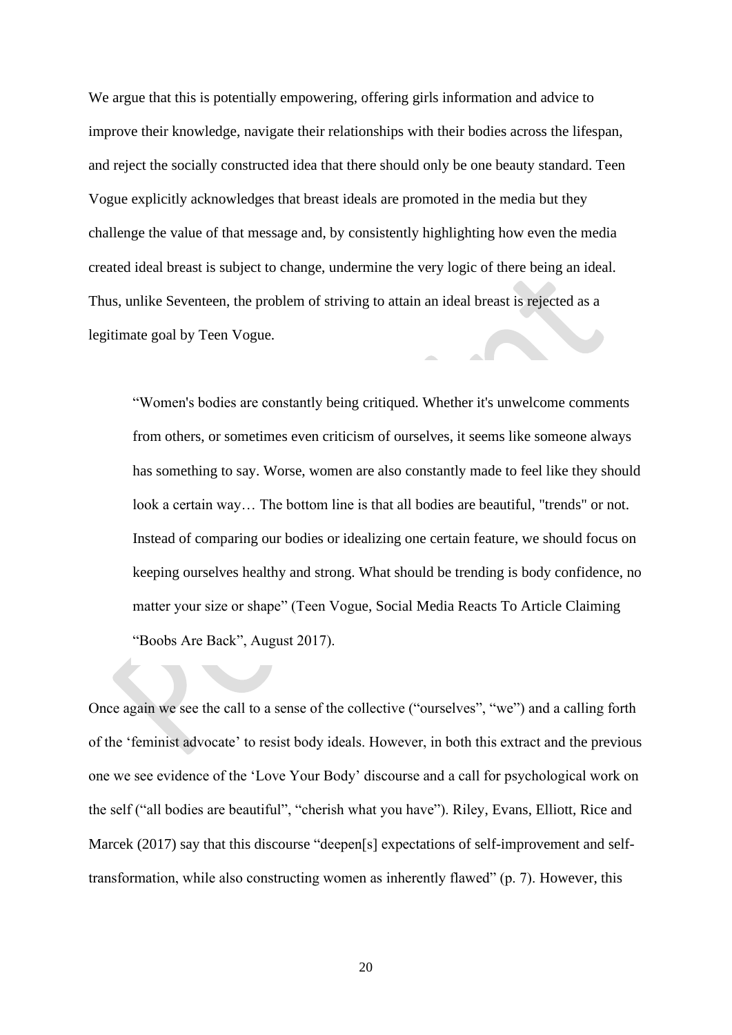We argue that this is potentially empowering, offering girls information and advice to improve their knowledge, navigate their relationships with their bodies across the lifespan, and reject the socially constructed idea that there should only be one beauty standard. Teen Vogue explicitly acknowledges that breast ideals are promoted in the media but they challenge the value of that message and, by consistently highlighting how even the media created ideal breast is subject to change, undermine the very logic of there being an ideal. Thus, unlike Seventeen, the problem of striving to attain an ideal breast is rejected as a legitimate goal by Teen Vogue.

> "Women's bodies are constantly being critiqued. Whether it's unwelcome comments from others, or sometimes even criticism of ourselves, it seems like someone always has something to say. Worse, women are also constantly made to feel like they should look a certain way… The bottom line is that all bodies are beautiful, "trends" or not. Instead of comparing our bodies or idealizing one certain feature, we should focus on keeping ourselves healthy and strong. What should be trending is body confidence, no matter your size or shape" (Teen Vogue, Social Media Reacts To Article Claiming "Boobs Are Back", August 2017).

Once again we see the call to a sense of the collective ("ourselves", "we") and a calling forth of the 'feminist advocate' to resist body ideals. However, in both this extract and the previous one we see evidence of the 'Love Your Body' discourse and a call for psychological work on the self ("all bodies are beautiful", "cherish what you have"). Riley, Evans, Elliott, Rice and Marcek (2017) say that this discourse "deepen[s] expectations of self-improvement and self-transformation, while also constructing women as inherently flawed" (p. 7). However, this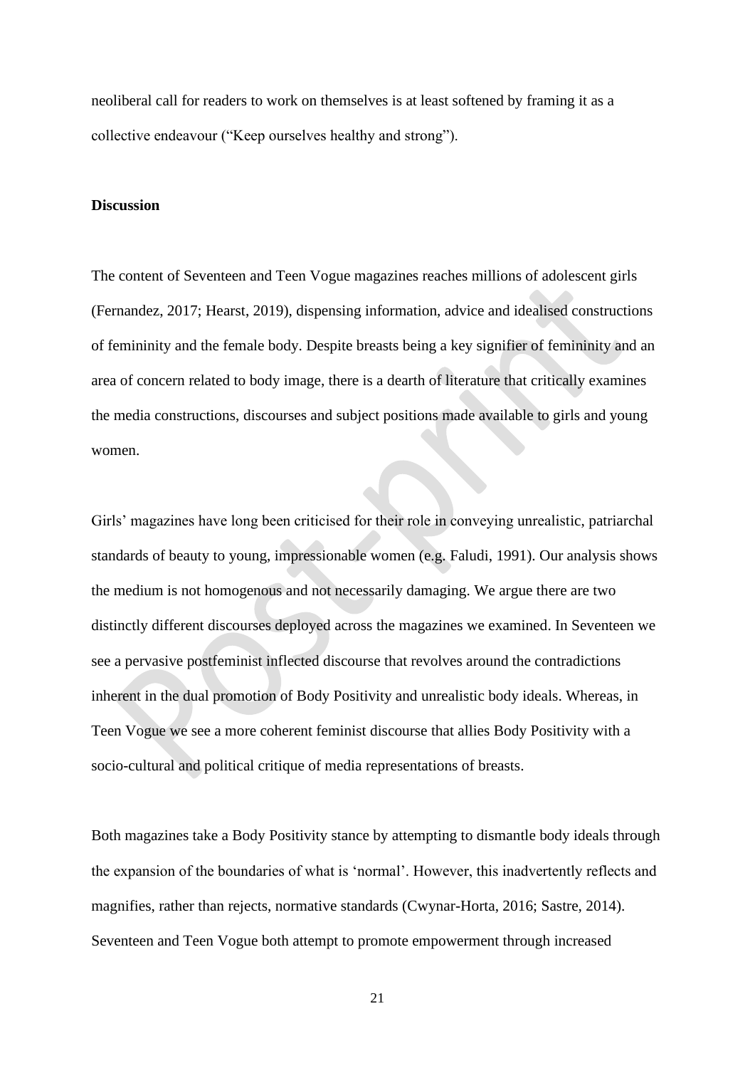neoliberal call for readers to work on themselves is at least softened by framing it as a collective endeavour ("Keep ourselves healthy and strong").

**Discussion**

The content of Seventeen and Teen Vogue magazines reaches millions of adolescent girls (Fernandez, 2017; Hearst, 2019), dispensing information, advice and idealised constructions of femininity and the female body. Despite breasts being a key signifier of femininity and an area of concern related to body image, there is a dearth of literature that critically examines the media constructions, discourses and subject positions made available to girls and young women.

Girls' magazines have long been criticised for their role in conveying unrealistic, patriarchal standards of beauty to young, impressionable women (e.g. Faludi, 1991). Our analysis shows the medium is not homogenous and not necessarily damaging. We argue there are two distinctly different discourses deployed across the magazines we examined. In Seventeen we see a pervasive postfeminist inflected discourse that revolves around the contradictions inherent in the dual promotion of Body Positivity and unrealistic body ideals. Whereas, in Teen Vogue we see a more coherent feminist discourse that allies Body Positivity with a socio-cultural and political critique of media representations of breasts.

Both magazines take a Body Positivity stance by attempting to dismantle body ideals through the expansion of the boundaries of what is 'normal'. However, this inadvertently reflects and magnifies, rather than rejects, normative standards (Cwynar-Horta, 2016; Sastre, 2014). Seventeen and Teen Vogue both attempt to promote empowerment through increased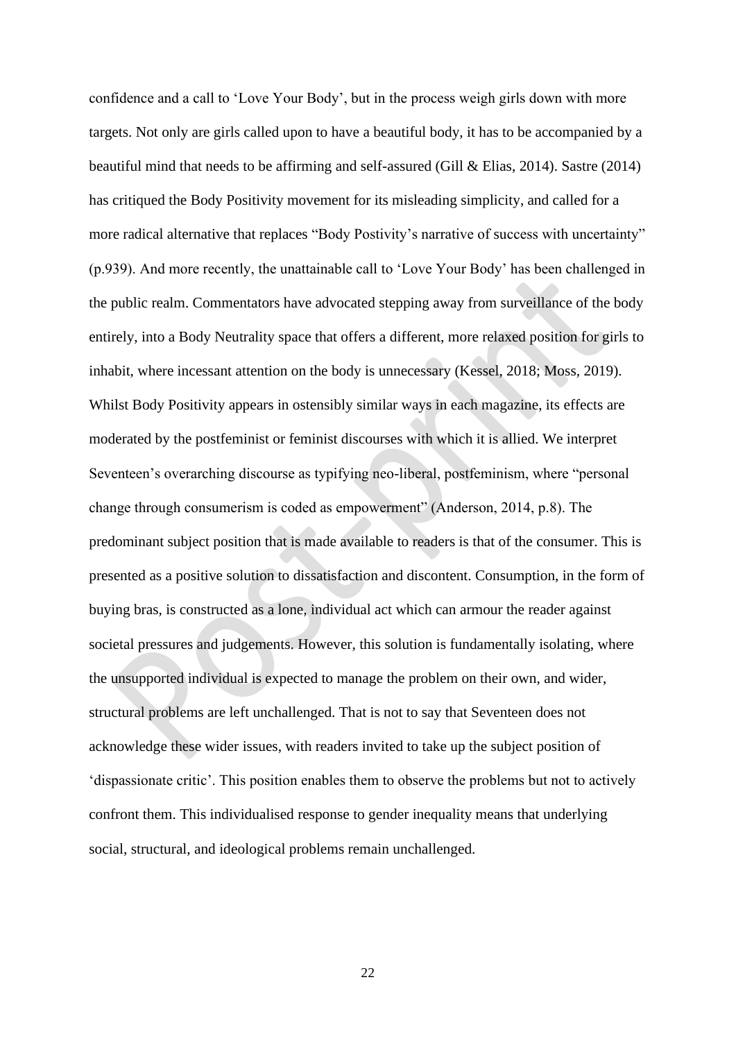confidence and a call to 'Love Your Body', but in the process weigh girls down with more targets. Not only are girls called upon to have a beautiful body, it has to be accompanied by a beautiful mind that needs to be affirming and self-assured (Gill & Elias, 2014). Sastre (2014) has critiqued the Body Positivity movement for its misleading simplicity, and called for a more radical alternative that replaces "Body Postivity's narrative of success with uncertainty" (p.939). And more recently, the unattainable call to 'Love Your Body' has been challenged in the public realm. Commentators have advocated stepping away from surveillance of the body entirely, into a Body Neutrality space that offers a different, more relaxed position for girls to inhabit, where incessant attention on the body is unnecessary (Kessel, 2018; Moss, 2019). Whilst Body Positivity appears in ostensibly similar ways in each magazine, its effects are moderated by the postfeminist or feminist discourses with which it is allied. We interpret Seventeen's overarching discourse as typifying neo-liberal, postfeminism, where "personal change through consumerism is coded as empowerment" (Anderson, 2014, p.8). The predominant subject position that is made available to readers is that of the consumer. This is presented as a positive solution to dissatisfaction and discontent. Consumption, in the form of buying bras, is constructed as a lone, individual act which can armour the reader against societal pressures and judgements. However, this solution is fundamentally isolating, where the unsupported individual is expected to manage the problem on their own, and wider, structural problems are left unchallenged. That is not to say that Seventeen does not acknowledge these wider issues, with readers invited to take up the subject position of 'dispassionate critic'. This position enables them to observe the problems but not to actively confront them. This individualised response to gender inequality means that underlying social, structural, and ideological problems remain unchallenged.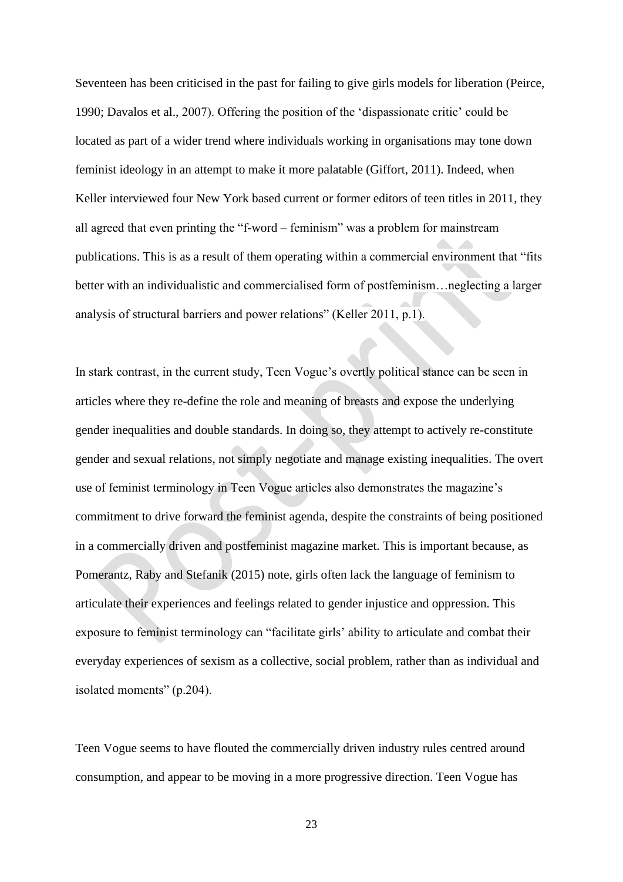Seventeen has been criticised in the past for failing to give girls models for liberation (Peirce, 1990; Davalos et al., 2007). Offering the position of the 'dispassionate critic' could be located as part of a wider trend where individuals working in organisations may tone down feminist ideology in an attempt to make it more palatable (Giffort, 2011). Indeed, when Keller interviewed four New York based current or former editors of teen titles in 2011, they all agreed that even printing the "f-word – feminism" was a problem for mainstream publications. This is as a result of them operating within a commercial environment that "fits better with an individualistic and commercialised form of postfeminism…neglecting a larger analysis of structural barriers and power relations" (Keller 2011, p.1).

In stark contrast, in the current study, Teen Vogue's overtly political stance can be seen in articles where they re-define the role and meaning of breasts and expose the underlying gender inequalities and double standards. In doing so, they attempt to actively re-constitute gender and sexual relations, not simply negotiate and manage existing inequalities. The overt use of feminist terminology in Teen Vogue articles also demonstrates the magazine's commitment to drive forward the feminist agenda, despite the constraints of being positioned in a commercially driven and postfeminist magazine market. This is important because, as Pomerantz, Raby and Stefanik (2015) note, girls often lack the language of feminism to articulate their experiences and feelings related to gender injustice and oppression. This exposure to feminist terminology can "facilitate girls' ability to articulate and combat their everyday experiences of sexism as a collective, social problem, rather than as individual and isolated moments" (p.204).

Teen Vogue seems to have flouted the commercially driven industry rules centred around consumption, and appear to be moving in a more progressive direction. Teen Vogue has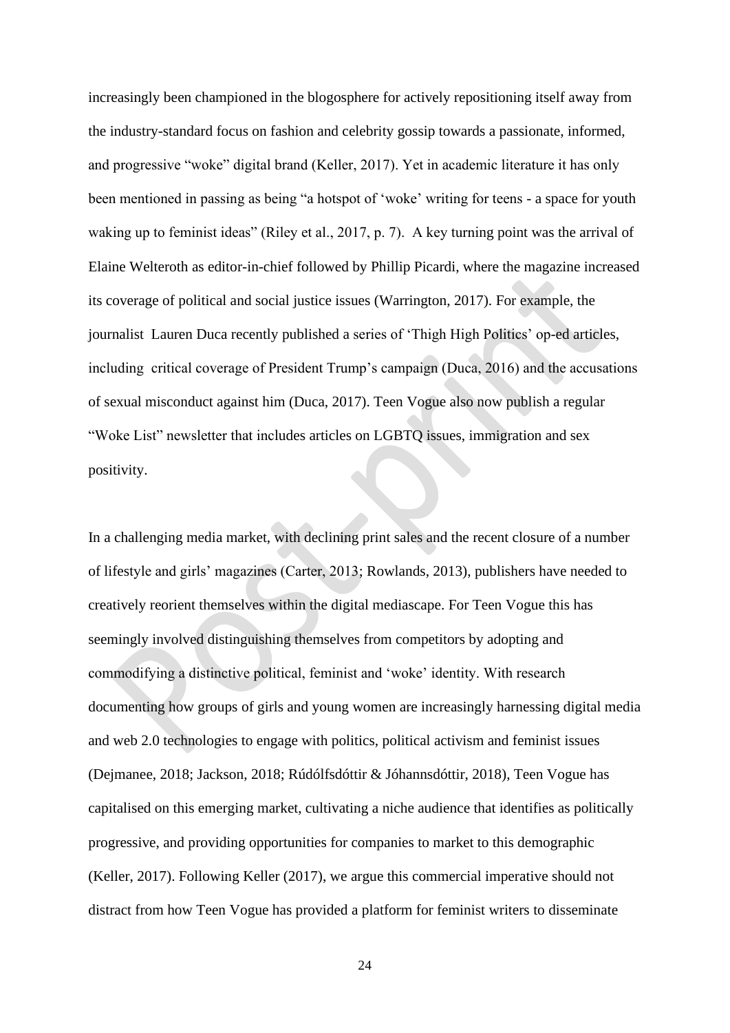increasingly been championed in the blogosphere for actively repositioning itself away from the industry-standard focus on fashion and celebrity gossip towards a passionate, informed, and progressive "woke" digital brand (Keller, 2017). Yet in academic literature it has only been mentioned in passing as being "a hotspot of 'woke' writing for teens - a space for youth waking up to feminist ideas" (Riley et al., 2017, p. 7). A key turning point was the arrival of Elaine Welteroth as editor-in-chief followed by Phillip Picardi, where the magazine increased its coverage of political and social justice issues (Warrington, 2017). For example, the journalist Lauren Duca recently published a series of 'Thigh High Politics' op-ed articles, including critical coverage of President Trump's campaign (Duca, 2016) and the accusations of sexual misconduct against him (Duca, 2017). Teen Vogue also now publish a regular "Woke List" newsletter that includes articles on LGBTQ issues, immigration and sex positivity.

In a challenging media market, with declining print sales and the recent closure of a number of lifestyle and girls' magazines (Carter, 2013; Rowlands, 2013), publishers have needed to creatively reorient themselves within the digital mediascape. For Teen Vogue this has seemingly involved distinguishing themselves from competitors by adopting and commodifying a distinctive political, feminist and 'woke' identity. With research documenting how groups of girls and young women are increasingly harnessing digital media and web 2.0 technologies to engage with politics, political activism and feminist issues (Dejmanee, 2018; Jackson, 2018; Rúdólfsdóttir & Jóhannsdóttir, 2018), Teen Vogue has capitalised on this emerging market, cultivating a niche audience that identifies as politically progressive, and providing opportunities for companies to market to this demographic (Keller, 2017). Following Keller (2017), we argue this commercial imperative should not distract from how Teen Vogue has provided a platform for feminist writers to disseminate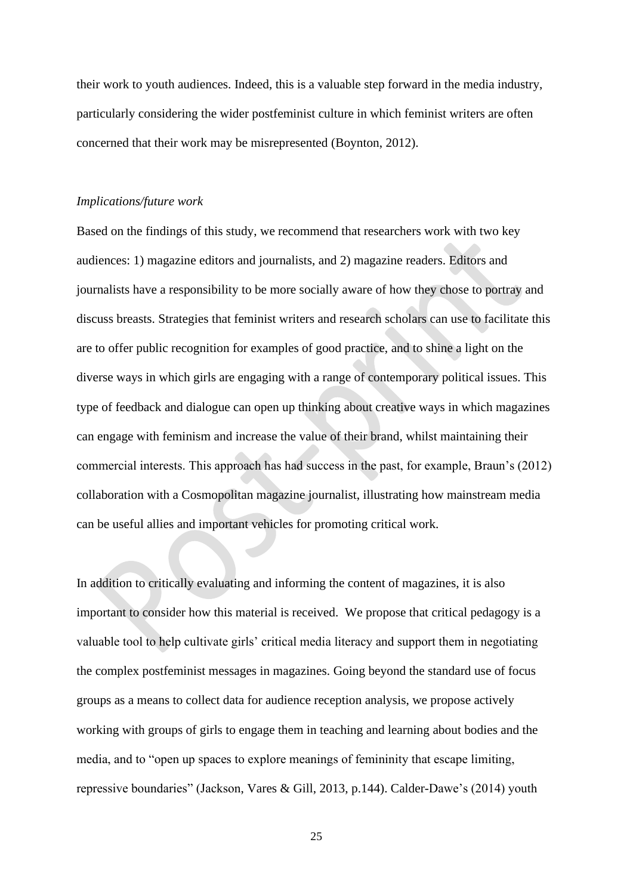their work to youth audiences. Indeed, this is a valuable step forward in the media industry, particularly considering the wider postfeminist culture in which feminist writers are often concerned that their work may be misrepresented (Boynton, 2012).

*Implications/future work*

Based on the findings of this study, we recommend that researchers work with two key audiences: 1) magazine editors and journalists, and 2) magazine readers. Editors and journalists have a responsibility to be more socially aware of how they chose to portray and discuss breasts. Strategies that feminist writers and research scholars can use to facilitate this are to offer public recognition for examples of good practice, and to shine a light on the diverse ways in which girls are engaging with a range of contemporary political issues. This type of feedback and dialogue can open up thinking about creative ways in which magazines can engage with feminism and increase the value of their brand, whilst maintaining their commercial interests. This approach has had success in the past, for example, Braun's (2012) collaboration with a Cosmopolitan magazine journalist, illustrating how mainstream media can be useful allies and important vehicles for promoting critical work.

In addition to critically evaluating and informing the content of magazines, it is also important to consider how this material is received. We propose that critical pedagogy is a valuable tool to help cultivate girls' critical media literacy and support them in negotiating the complex postfeminist messages in magazines. Going beyond the standard use of focus groups as a means to collect data for audience reception analysis, we propose actively working with groups of girls to engage them in teaching and learning about bodies and the media, and to "open up spaces to explore meanings of femininity that escape limiting, repressive boundaries" (Jackson, Vares & Gill, 2013, p.144). Calder-Dawe's (2014) youth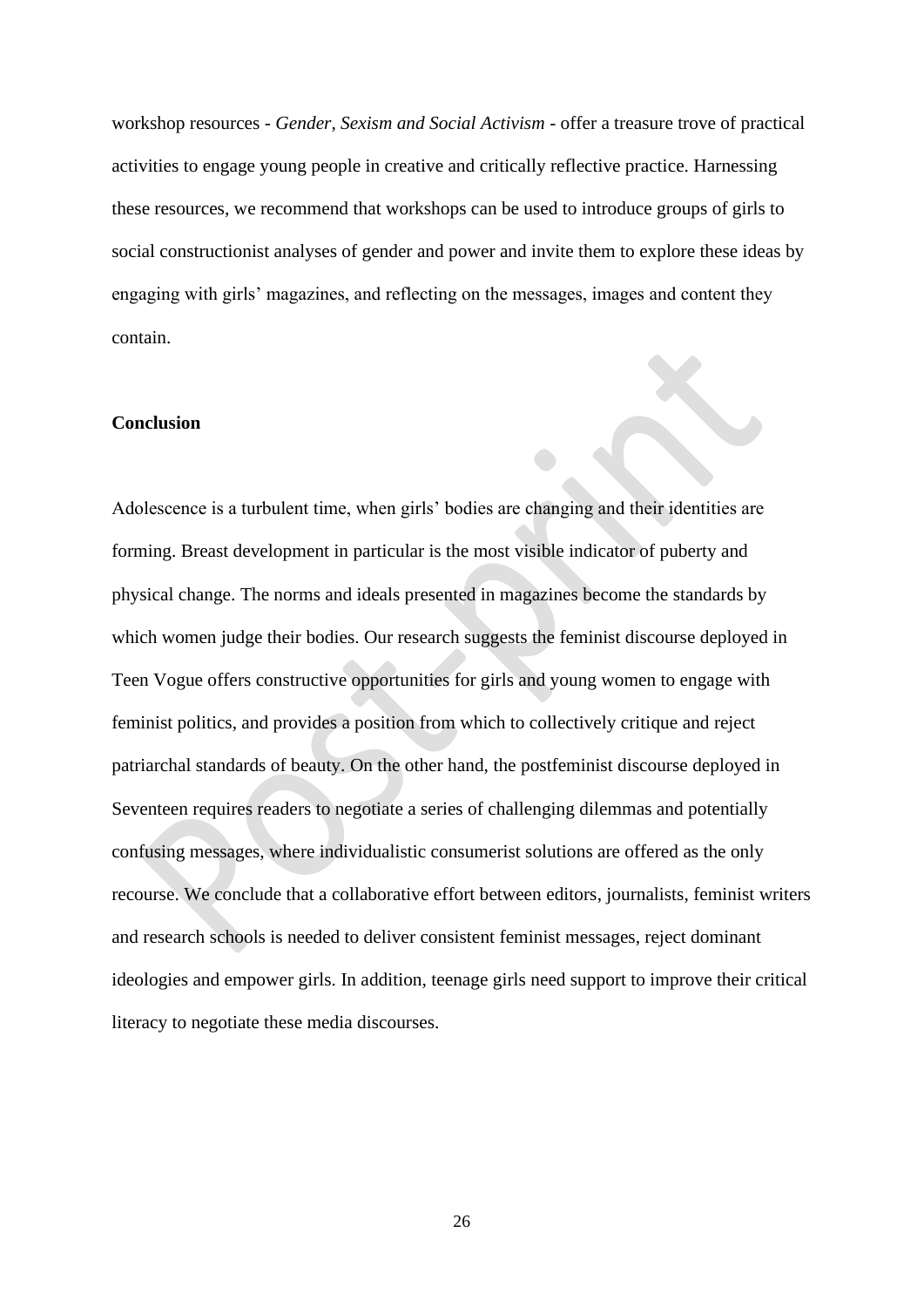workshop resources - *Gender, Sexism and Social Activism* - offer a treasure trove of practical activities to engage young people in creative and critically reflective practice. Harnessing these resources, we recommend that workshops can be used to introduce groups of girls to social constructionist analyses of gender and power and invite them to explore these ideas by engaging with girls' magazines, and reflecting on the messages, images and content they contain.

## Conclusion

Adolescence is a turbulent time, when girls' bodies are changing and their identities are forming. Breast development in particular is the most visible indicator of puberty and physical change. The norms and ideals presented in magazines become the standards by which women judge their bodies. Our research suggests the feminist discourse deployed in Teen Vogue offers constructive opportunities for girls and young women to engage with feminist politics, and provides a position from which to collectively critique and reject patriarchal standards of beauty. On the other hand, the postfeminist discourse deployed in Seventeen requires readers to negotiate a series of challenging dilemmas and potentially confusing messages, where individualistic consumerist solutions are offered as the only recourse. We conclude that a collaborative effort between editors, journalists, feminist writers and research schools is needed to deliver consistent feminist messages, reject dominant ideologies and empower girls. In addition, teenage girls need support to improve their critical literacy to negotiate these media discourses.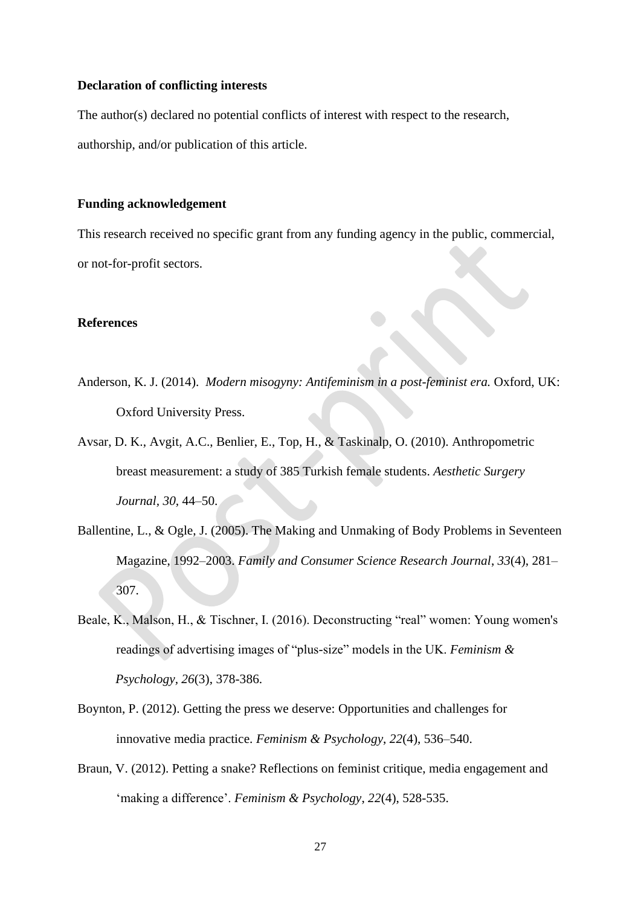**Declaration of conflicting interests**

The author(s) declared no potential conflicts of interest with respect to the research, authorship, and/or publication of this article.

**Funding acknowledgement**

This research received no specific grant from any funding agency in the public, commercial, or not-for-profit sectors.

**References**

Anderson, K. J. (2014). *Modern misogyny: Antifeminism in a post-feminist era.* Oxford, UK: Oxford University Press.

Avsar, D. K., Avgit, A.C., Benlier, E., Top, H., & Taskinalp, O. (2010). Anthropometric breast measurement: a study of 385 Turkish female students. *Aesthetic Surgery Journal*, *30*, 44–50.

Ballentine, L., & Ogle, J. (2005). The Making and Unmaking of Body Problems in Seventeen Magazine, 1992–2003. *Family and Consumer Science Research Journal*, *33*(4), 281–307.

Beale, K., Malson, H., & Tischner, I. (2016). Deconstructing "real" women: Young women's readings of advertising images of "plus-size" models in the UK. *Feminism & Psychology*, *26*(3), 378-386.

Boynton, P. (2012). Getting the press we deserve: Opportunities and challenges for innovative media practice. *Feminism & Psychology*, *22*(4), 536–540.

Braun, V. (2012). Petting a snake? Reflections on feminist critique, media engagement and 'making a difference'. *Feminism & Psychology*, *22*(4), 528-535.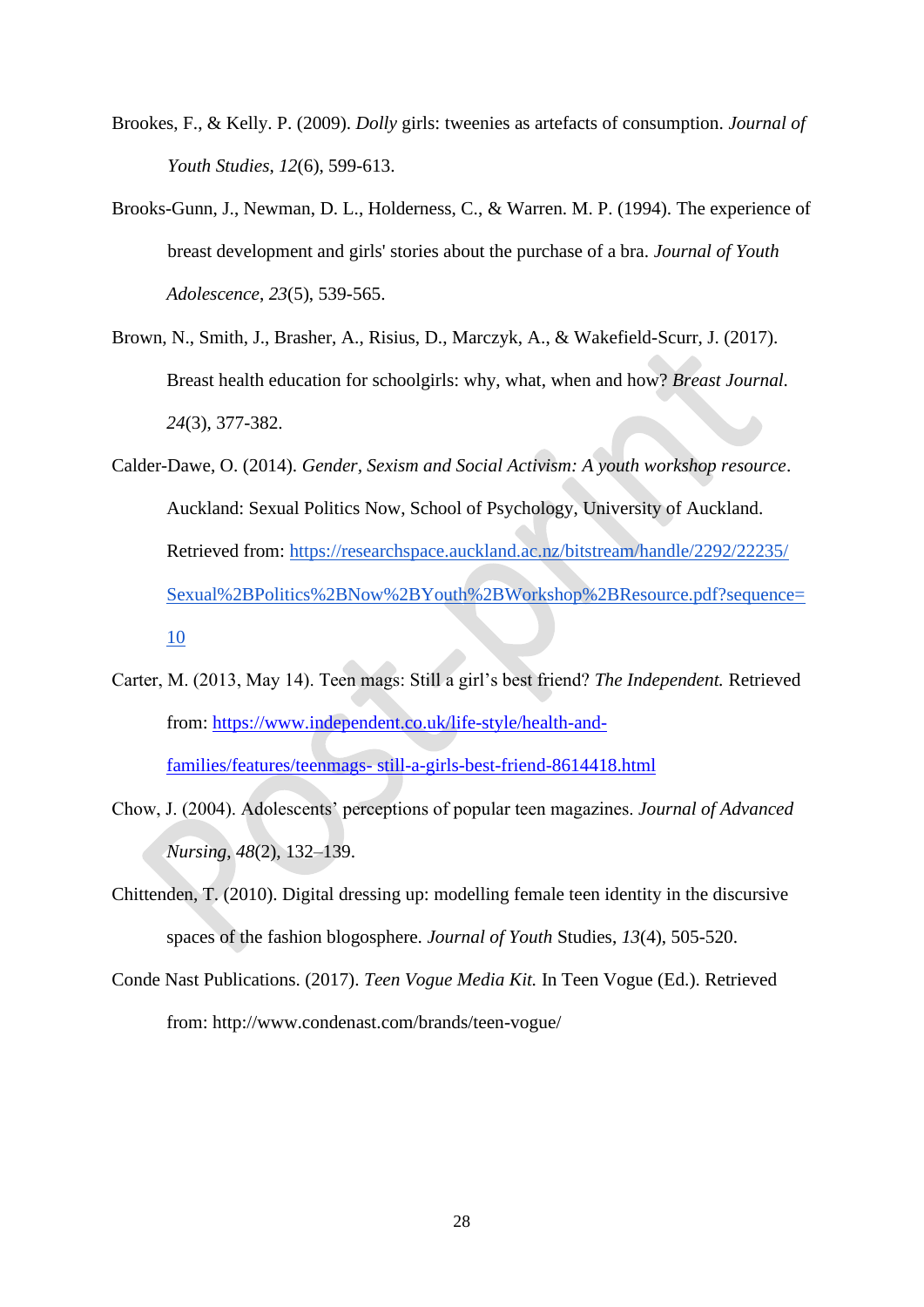Brookes, F., & Kelly. P. (2009). *Dolly* girls: tweenies as artefacts of consumption. *Journal of Youth Studies*, *12*(6), 599-613.

Brooks-Gunn, J., Newman, D. L., Holderness, C., & Warren. M. P. (1994). The experience of breast development and girls' stories about the purchase of a bra. *Journal of Youth Adolescence*, *23*(5), 539-565.

Brown, N., Smith, J., Brasher, A., Risius, D., Marczyk, A., & Wakefield-Scurr, J. (2017). Breast health education for schoolgirls: why, what, when and how? *Breast Journal*. *24*(3), 377-382.

Calder-Dawe, O. (2014). *Gender, Sexism and Social Activism: A youth workshop resource*. Auckland: Sexual Politics Now, School of Psychology, University of Auckland. Retrieved from: https://researchspace.auckland.ac.nz/bitstream/handle/2292/22235/Sexual%2BPolitics%2BNow%2BYouth%2BWorkshop%2BResource.pdf?sequence=10

Carter, M. (2013, May 14). Teen mags: Still a girl's best friend? *The Independent.* Retrieved from: https://www.independent.co.uk/life-style/health-and-families/features/teenmags- still-a-girls-best-friend-8614418.html

Chow, J. (2004). Adolescents' perceptions of popular teen magazines. *Journal of Advanced Nursing*, *48*(2), 132–139.

Chittenden, T. (2010). Digital dressing up: modelling female teen identity in the discursive spaces of the fashion blogosphere. *Journal of Youth* Studies, *13*(4), 505-520.

Conde Nast Publications. (2017). *Teen Vogue Media Kit.* In Teen Vogue (Ed.). Retrieved from: http://www.condenast.com/brands/teen-vogue/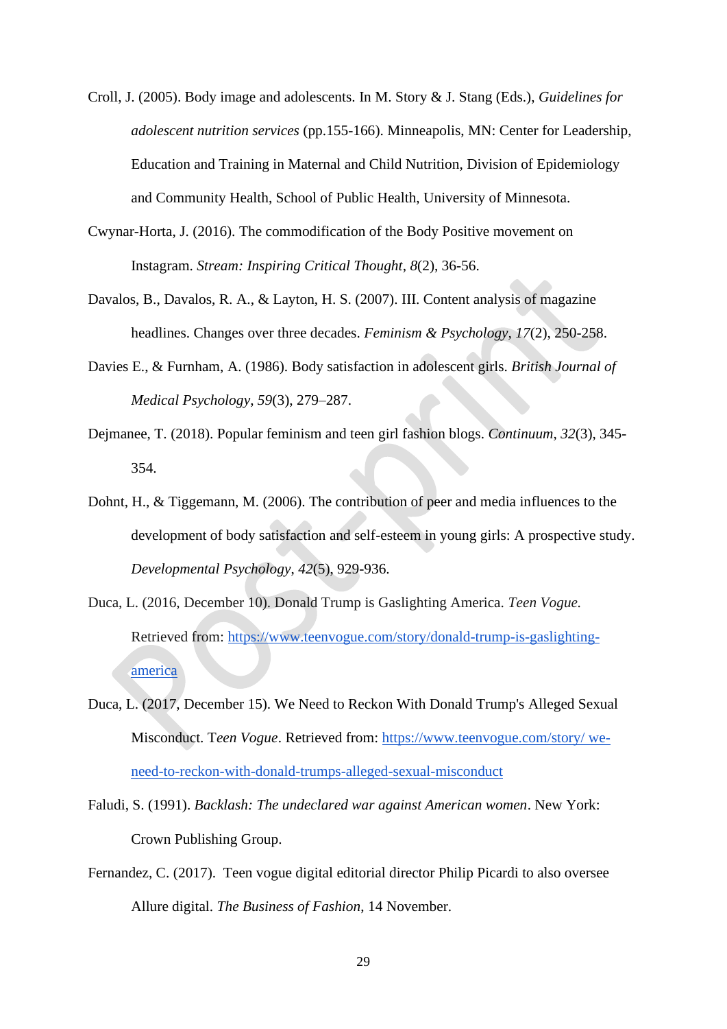Croll, J. (2005). Body image and adolescents. In M. Story & J. Stang (Eds.), *Guidelines for adolescent nutrition services* (pp.155-166). Minneapolis, MN: Center for Leadership, Education and Training in Maternal and Child Nutrition, Division of Epidemiology and Community Health, School of Public Health, University of Minnesota.

Cwynar-Horta, J. (2016). The commodification of the Body Positive movement on Instagram. *Stream: Inspiring Critical Thought*, *8*(2), 36-56.

Davalos, B., Davalos, R. A., & Layton, H. S. (2007). III. Content analysis of magazine headlines. Changes over three decades. *Feminism & Psychology*, *17*(2), 250-258.

Davies E., & Furnham, A. (1986). Body satisfaction in adolescent girls. *British Journal of Medical Psychology*, *59*(3), 279–287.

Dejmanee, T. (2018). Popular feminism and teen girl fashion blogs. *Continuum*, *32*(3), 345-354.

Dohnt, H., & Tiggemann, M. (2006). The contribution of peer and media influences to the development of body satisfaction and self-esteem in young girls: A prospective study. *Developmental Psychology*, *42*(5), 929-936.

Duca, L. (2016, December 10). Donald Trump is Gaslighting America. *Teen Vogue.* Retrieved from: https://www.teenvogue.com/story/donald-trump-is-gaslighting-america

Duca, L. (2017, December 15). We Need to Reckon With Donald Trump's Alleged Sexual Misconduct. T*een Vogue*. Retrieved from: https://www.teenvogue.com/story/ we-need-to-reckon-with-donald-trumps-alleged-sexual-misconduct

Faludi, S. (1991). *Backlash: The undeclared war against American women*. New York: Crown Publishing Group.

Fernandez, C. (2017). Teen vogue digital editorial director Philip Picardi to also oversee Allure digital. *The Business of Fashion*, 14 November.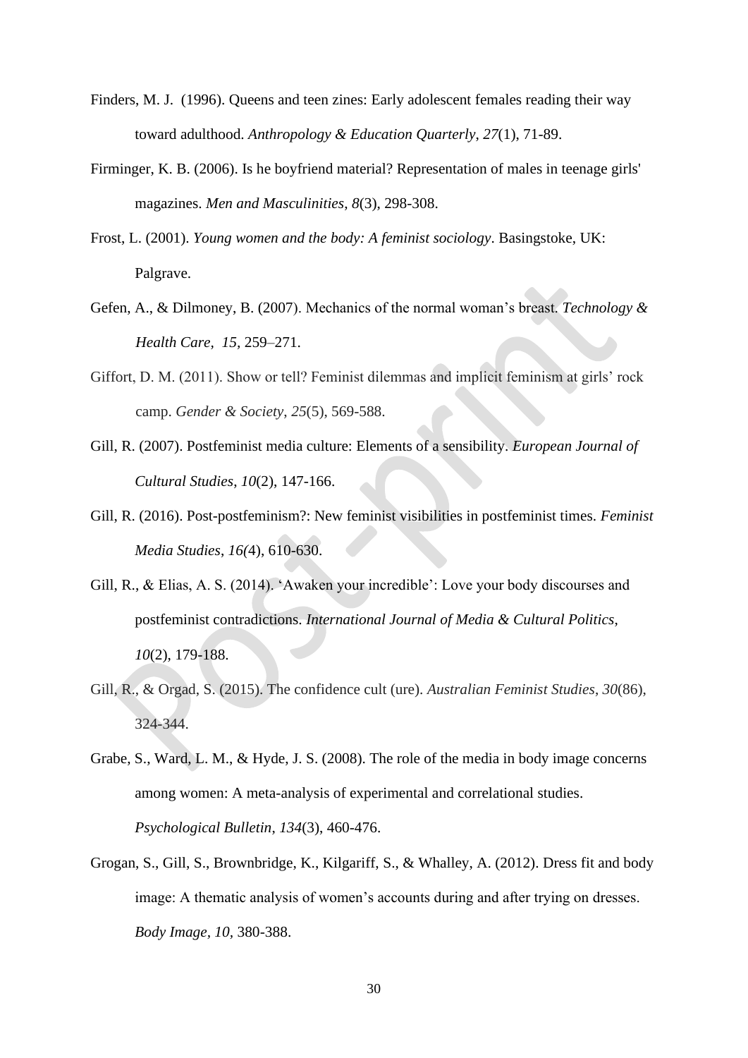Finders, M. J. (1996). Queens and teen zines: Early adolescent females reading their way toward adulthood. *Anthropology & Education Quarterly*, *27*(1), 71-89.

Firminger, K. B. (2006). Is he boyfriend material? Representation of males in teenage girls' magazines. *Men and Masculinities, 8*(3), 298-308.

Frost, L. (2001). *Young women and the body: A feminist sociology*. Basingstoke, UK: Palgrave.

Gefen, A., & Dilmoney, B. (2007). Mechanics of the normal woman's breast. *Technology & Health Care, 15*, 259–271.

Giffort, D. M. (2011). Show or tell? Feminist dilemmas and implicit feminism at girls' rock camp. *Gender & Society*, *25*(5), 569-588.

Gill, R. (2007). Postfeminist media culture: Elements of a sensibility. *European Journal of Cultural Studies*, *10*(2), 147-166.

Gill, R. (2016). Post-postfeminism?: New feminist visibilities in postfeminist times. *Feminist Media Studies*, *16(*4), 610-630.

Gill, R., & Elias, A. S. (2014). 'Awaken your incredible': Love your body discourses and postfeminist contradictions. *International Journal of Media & Cultural Politics*, *10*(2), 179-188.

Gill, R., & Orgad, S. (2015). The confidence cult (ure). *Australian Feminist Studies*, *30*(86), 324-344.

Grabe, S., Ward, L. M., & Hyde, J. S. (2008). The role of the media in body image concerns among women: A meta-analysis of experimental and correlational studies. *Psychological Bulletin*, *134*(3), 460-476.

Grogan, S., Gill, S., Brownbridge, K., Kilgariff, S., & Whalley, A. (2012). Dress fit and body image: A thematic analysis of women's accounts during and after trying on dresses. *Body Image*, *10,* 380-388.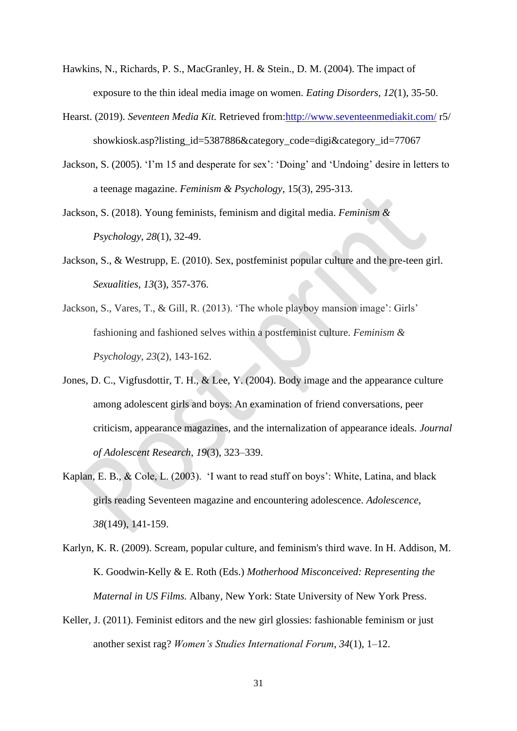Hawkins, N., Richards, P. S., MacGranley, H. & Stein., D. M. (2004). The impact of exposure to the thin ideal media image on women. *Eating Disorders, 12*(1), 35-50.

Hearst. (2019). *Seventeen Media Kit.* Retrieved from:http://www.seventeenmediakit.com/ r5/ showkiosk.asp?listing_id=5387886&category_code=digi&category_id=77067

Jackson, S. (2005). 'I'm 15 and desperate for sex': 'Doing' and 'Undoing' desire in letters to a teenage magazine. *Feminism & Psychology,* 15(3), 295-313.

Jackson, S. (2018). Young feminists, feminism and digital media. *Feminism & Psychology*, *28*(1), 32-49.

Jackson, S., & Westrupp, E. (2010). Sex, postfeminist popular culture and the pre-teen girl. *Sexualities*, *13*(3), 357-376.

Jackson, S., Vares, T., & Gill, R. (2013). 'The whole playboy mansion image': Girls' fashioning and fashioned selves within a postfeminist culture. *Feminism & Psychology*, *23*(2), 143-162.

Jones, D. C., Vigfusdottir, T. H., & Lee, Y. (2004). Body image and the appearance culture among adolescent girls and boys: An examination of friend conversations, peer criticism, appearance magazines, and the internalization of appearance ideals. *Journal of Adolescent Research*, *19*(3), 323–339.

Kaplan, E. B., & Cole, L. (2003). 'I want to read stuff on boys': White, Latina, and black girls reading Seventeen magazine and encountering adolescence. *Adolescence*, *38*(149), 141-159.

Karlyn, K. R. (2009). Scream, popular culture, and feminism's third wave. In H. Addison, M. K. Goodwin-Kelly & E. Roth (Eds.) *Motherhood Misconceived: Representing the Maternal in US Films.* Albany, New York: State University of New York Press.

Keller, J. (2011). Feminist editors and the new girl glossies: fashionable feminism or just another sexist rag? *Women's Studies International Forum*, *34*(1), 1–12.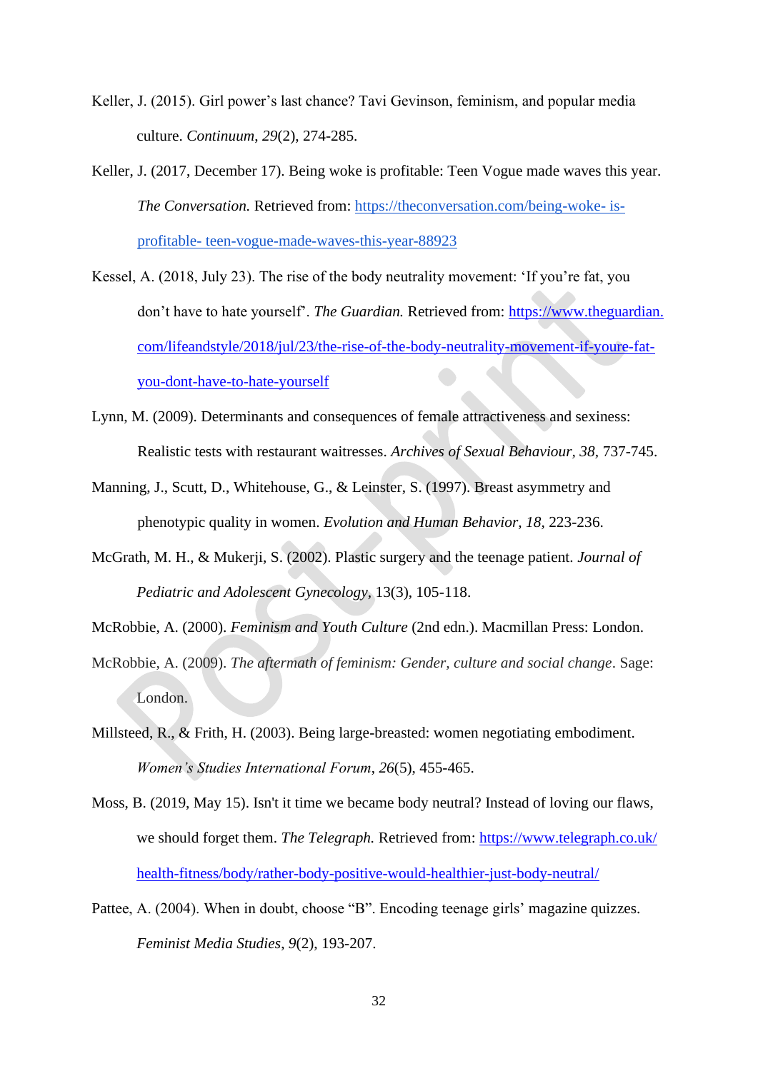Keller, J. (2015). Girl power's last chance? Tavi Gevinson, feminism, and popular media culture. *Continuum*, *29*(2), 274-285.

Keller, J. (2017, December 17). Being woke is profitable: Teen Vogue made waves this year. *The Conversation.* Retrieved from: https://theconversation.com/being-woke- is-profitable- teen-vogue-made-waves-this-year-88923

Kessel, A. (2018, July 23). The rise of the body neutrality movement: 'If you're fat, you don't have to hate yourself'. *The Guardian.* Retrieved from: https://www.theguardian.com/lifeandstyle/2018/jul/23/the-rise-of-the-body-neutrality-movement-if-youre-fat-you-dont-have-to-hate-yourself

Lynn, M. (2009). Determinants and consequences of female attractiveness and sexiness: Realistic tests with restaurant waitresses. *Archives of Sexual Behaviour, 38,* 737-745.

Manning, J., Scutt, D., Whitehouse, G., & Leinster, S. (1997). Breast asymmetry and phenotypic quality in women. *Evolution and Human Behavior*, *18*, 223-236.

McGrath, M. H., & Mukerji, S. (2002). Plastic surgery and the teenage patient. *Journal of Pediatric and Adolescent Gynecology*, 13(3), 105-118.

McRobbie, A. (2000). *Feminism and Youth Culture* (2nd edn.). Macmillan Press: London.

McRobbie, A. (2009). *The aftermath of feminism: Gender, culture and social change*. Sage: London.

Millsteed, R., & Frith, H. (2003). Being large-breasted: women negotiating embodiment. *Women's Studies International Forum*, *26*(5), 455-465.

Moss, B. (2019, May 15). Isn't it time we became body neutral? Instead of loving our flaws, we should forget them. *The Telegraph.* Retrieved from: https://www.telegraph.co.uk/health-fitness/body/rather-body-positive-would-healthier-just-body-neutral/

Pattee, A. (2004). When in doubt, choose "B". Encoding teenage girls' magazine quizzes. *Feminist Media Studies*, *9*(2), 193-207.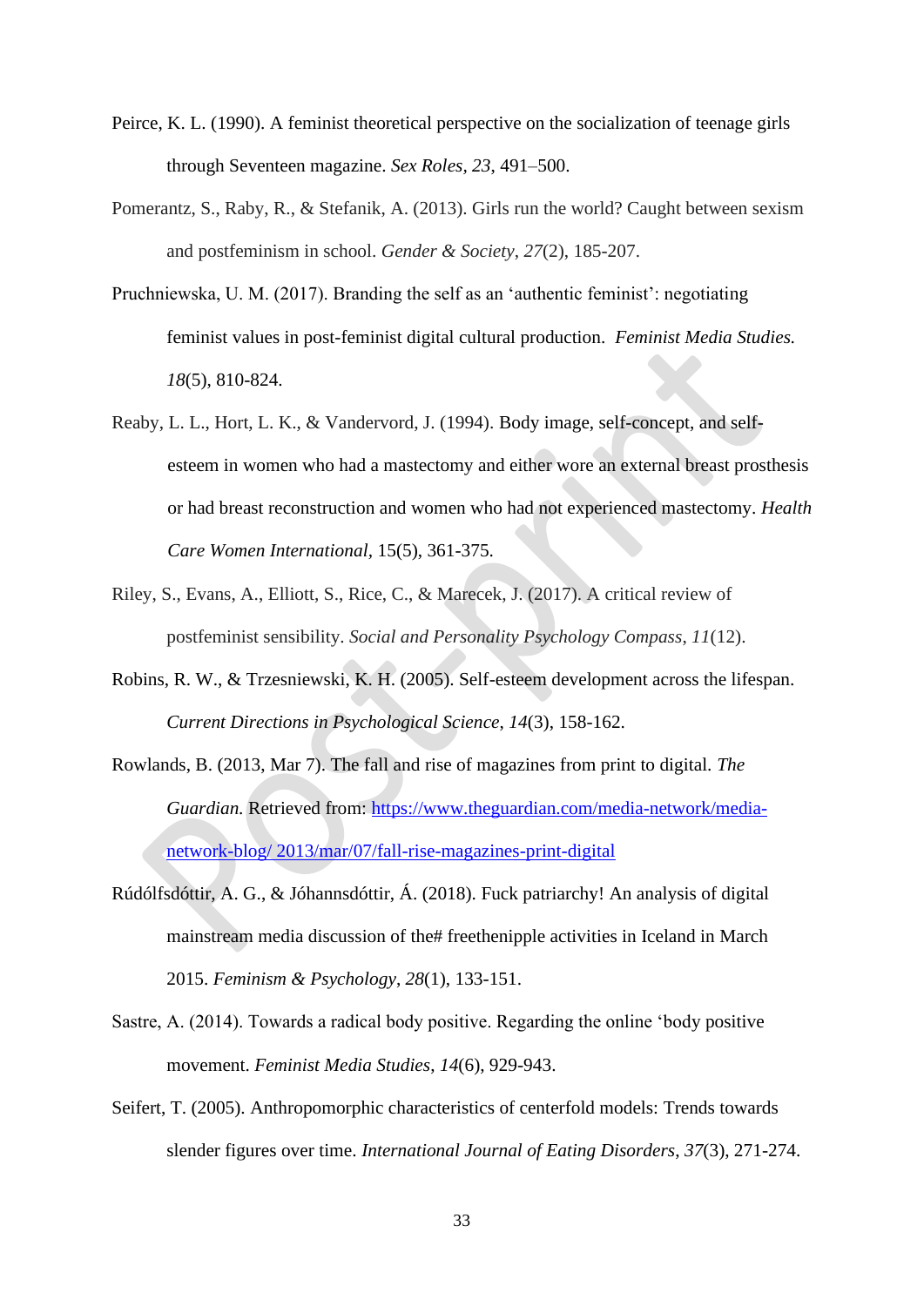Peirce, K. L. (1990). A feminist theoretical perspective on the socialization of teenage girls through Seventeen magazine. *Sex Roles*, *23*, 491–500.

Pomerantz, S., Raby, R., & Stefanik, A. (2013). Girls run the world? Caught between sexism and postfeminism in school. *Gender & Society*, *27*(2), 185-207.

Pruchniewska, U. M. (2017). Branding the self as an 'authentic feminist': negotiating feminist values in post-feminist digital cultural production. *Feminist Media Studies. 18*(5), 810-824.

Reaby, L. L., Hort, L. K., & Vandervord, J. (1994). Body image, self-concept, and self-esteem in women who had a mastectomy and either wore an external breast prosthesis or had breast reconstruction and women who had not experienced mastectomy. *Health Care Women International*, 15(5), 361-375.

Riley, S., Evans, A., Elliott, S., Rice, C., & Marecek, J. (2017). A critical review of postfeminist sensibility. *Social and Personality Psychology Compass*, *11*(12).

Robins, R. W., & Trzesniewski, K. H. (2005). Self-esteem development across the lifespan. *Current Directions in Psychological Science*, *14*(3), 158-162.

Rowlands, B. (2013, Mar 7). The fall and rise of magazines from print to digital. *The Guardian.* Retrieved from: https://www.theguardian.com/media-network/media-network-blog/ 2013/mar/07/fall-rise-magazines-print-digital

Rúdólfsdóttir, A. G., & Jóhannsdóttir, Á. (2018). Fuck patriarchy! An analysis of digital mainstream media discussion of the# freethenipple activities in Iceland in March 2015. *Feminism & Psychology*, *28*(1), 133-151.

Sastre, A. (2014). Towards a radical body positive. Regarding the online 'body positive movement. *Feminist Media Studies*, *14*(6), 929-943.

Seifert, T. (2005). Anthropomorphic characteristics of centerfold models: Trends towards slender figures over time. *International Journal of Eating Disorders*, *37*(3), 271-274.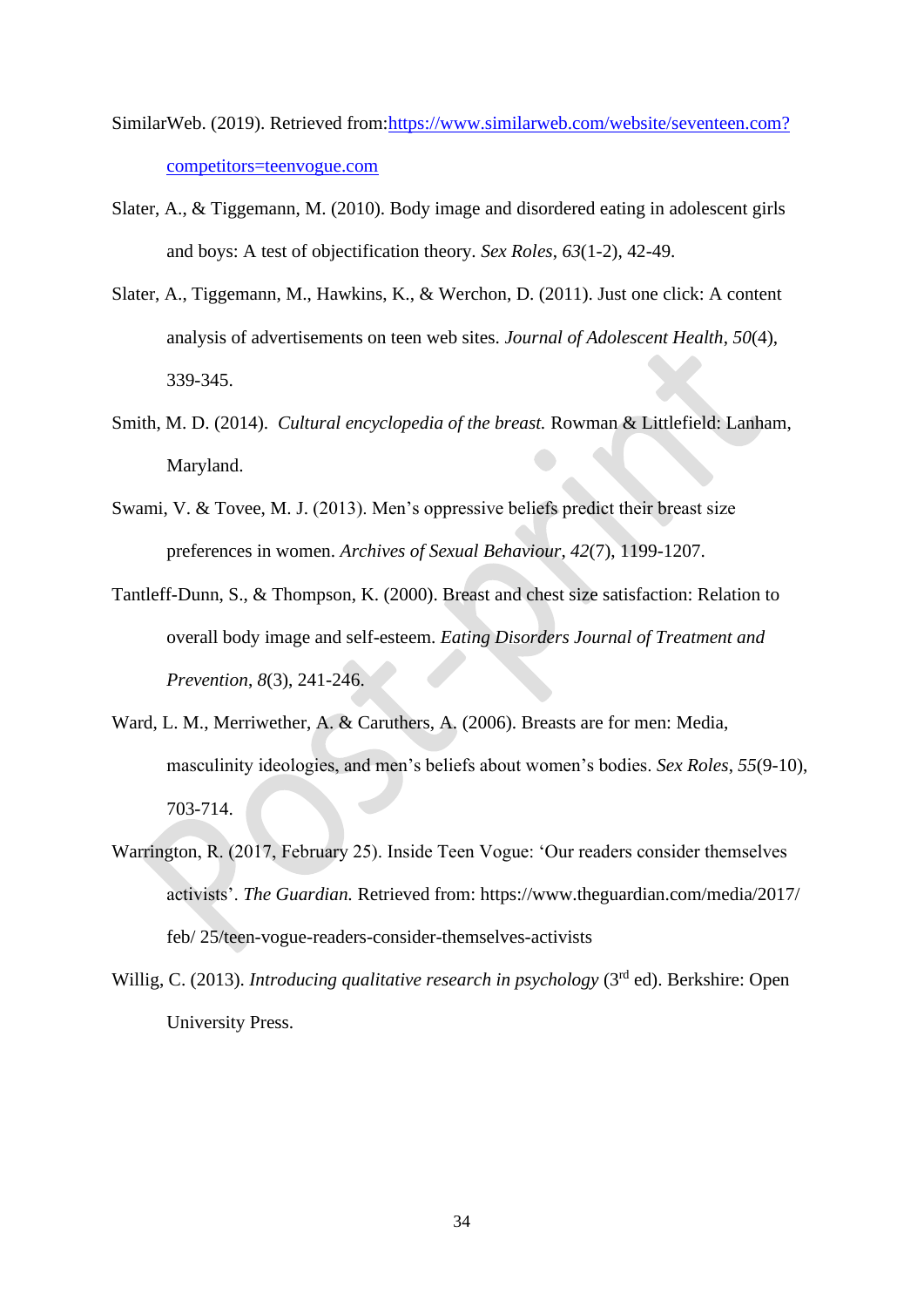SimilarWeb. (2019). Retrieved from:https://www.similarweb.com/website/seventeen.com?competitors=teenvogue.com

Slater, A., & Tiggemann, M. (2010). Body image and disordered eating in adolescent girls and boys: A test of objectification theory. *Sex Roles*, *63*(1-2), 42-49.

Slater, A., Tiggemann, M., Hawkins, K., & Werchon, D. (2011). Just one click: A content analysis of advertisements on teen web sites. *Journal of Adolescent Health*, *50*(4), 339-345.

Smith, M. D. (2014). *Cultural encyclopedia of the breast.* Rowman & Littlefield: Lanham, Maryland.

Swami, V. & Tovee, M. J. (2013). Men's oppressive beliefs predict their breast size preferences in women. *Archives of Sexual Behaviour*, *42*(7), 1199-1207.

Tantleff-Dunn, S., & Thompson, K. (2000). Breast and chest size satisfaction: Relation to overall body image and self-esteem. *Eating Disorders Journal of Treatment and Prevention*, *8*(3), 241-246.

Ward, L. M., Merriwether, A. & Caruthers, A. (2006). Breasts are for men: Media, masculinity ideologies, and men's beliefs about women's bodies. *Sex Roles*, *55*(9-10), 703-714.

Warrington, R. (2017, February 25). Inside Teen Vogue: 'Our readers consider themselves activists'. *The Guardian.* Retrieved from: https://www.theguardian.com/media/2017/feb/ 25/teen-vogue-readers-consider-themselves-activists

Willig, C. (2013). *Introducing qualitative research in psychology* (3rd ed). Berkshire: Open University Press.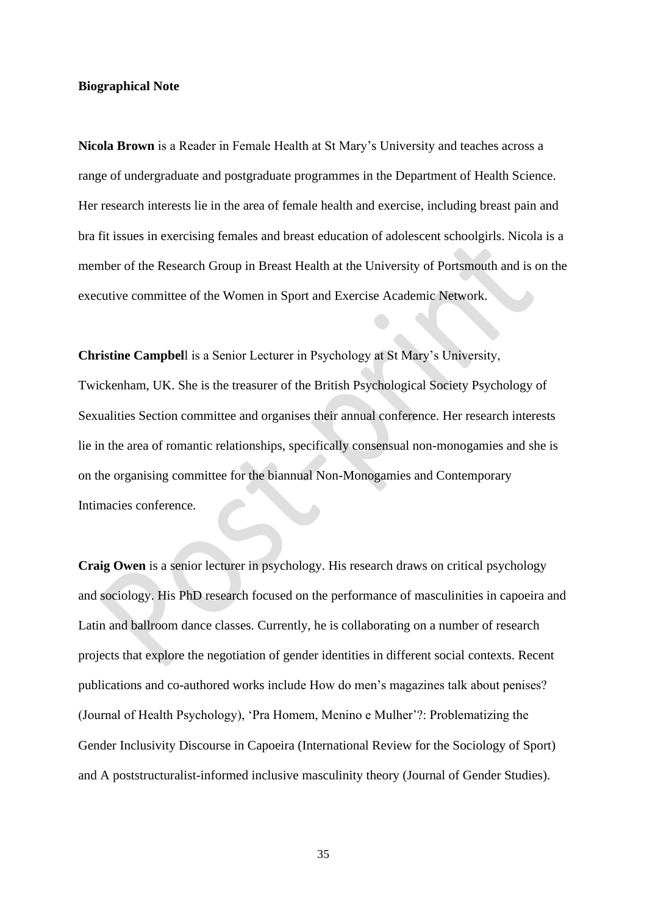**Biographical Note**

**Nicola Brown** is a Reader in Female Health at St Mary's University and teaches across a range of undergraduate and postgraduate programmes in the Department of Health Science. Her research interests lie in the area of female health and exercise, including breast pain and bra fit issues in exercising females and breast education of adolescent schoolgirls. Nicola is a member of the Research Group in Breast Health at the University of Portsmouth and is on the executive committee of the Women in Sport and Exercise Academic Network.

**Christine Campbell** is a Senior Lecturer in Psychology at St Mary's University, Twickenham, UK. She is the treasurer of the British Psychological Society Psychology of Sexualities Section committee and organises their annual conference. Her research interests lie in the area of romantic relationships, specifically consensual non-monogamies and she is on the organising committee for the biannual Non-Monogamies and Contemporary Intimacies conference.

**Craig Owen** is a senior lecturer in psychology. His research draws on critical psychology and sociology. His PhD research focused on the performance of masculinities in capoeira and Latin and ballroom dance classes. Currently, he is collaborating on a number of research projects that explore the negotiation of gender identities in different social contexts. Recent publications and co-authored works include How do men's magazines talk about penises? (Journal of Health Psychology), 'Pra Homem, Menino e Mulher'?: Problematizing the Gender Inclusivity Discourse in Capoeira (International Review for the Sociology of Sport) and A poststructuralist-informed inclusive masculinity theory (Journal of Gender Studies).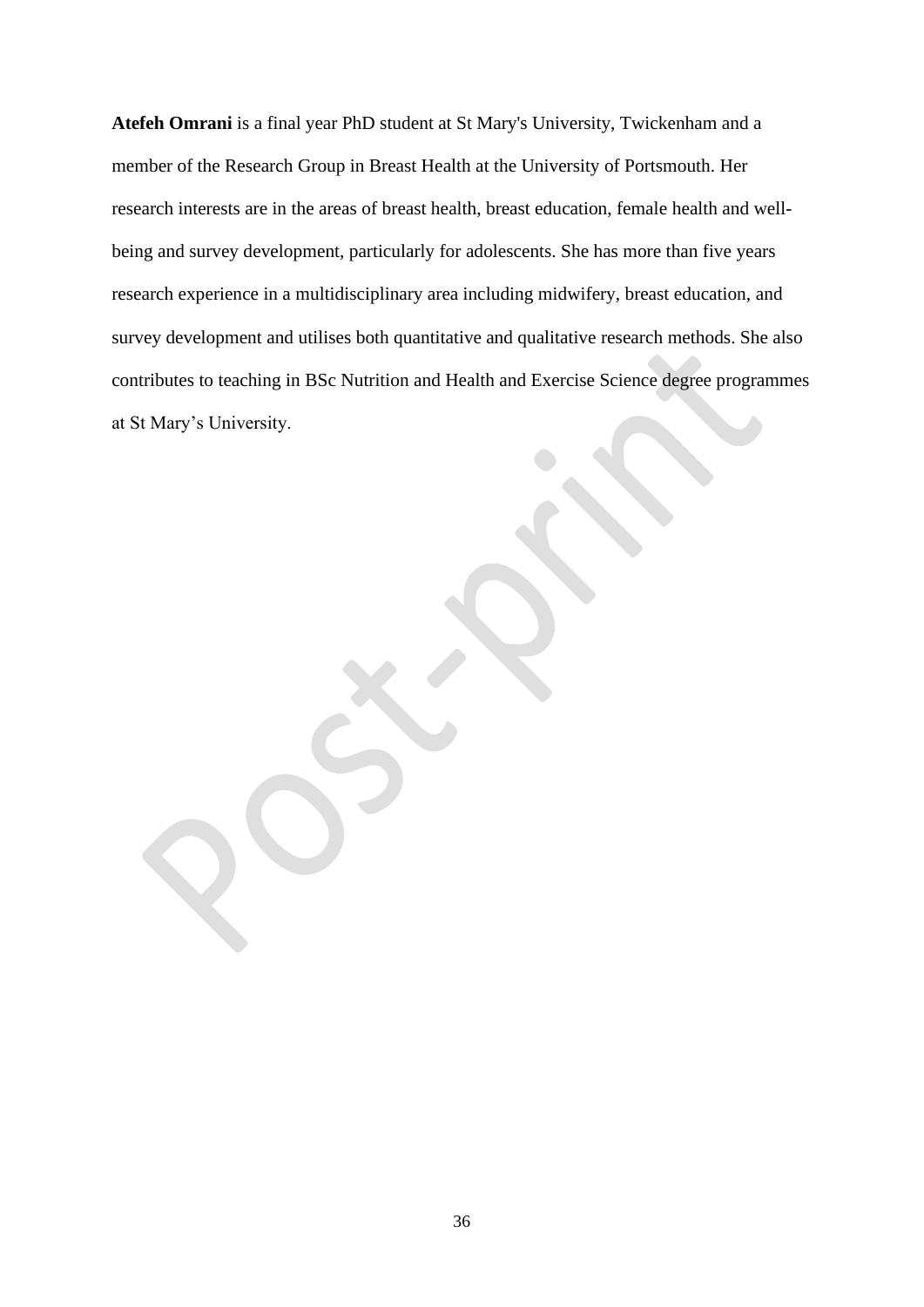**Atefeh Omrani** is a final year PhD student at St Mary's University, Twickenham and a member of the Research Group in Breast Health at the University of Portsmouth. Her research interests are in the areas of breast health, breast education, female health and well-being and survey development, particularly for adolescents. She has more than five years research experience in a multidisciplinary area including midwifery, breast education, and survey development and utilises both quantitative and qualitative research methods. She also contributes to teaching in BSc Nutrition and Health and Exercise Science degree programmes at St Mary's University.